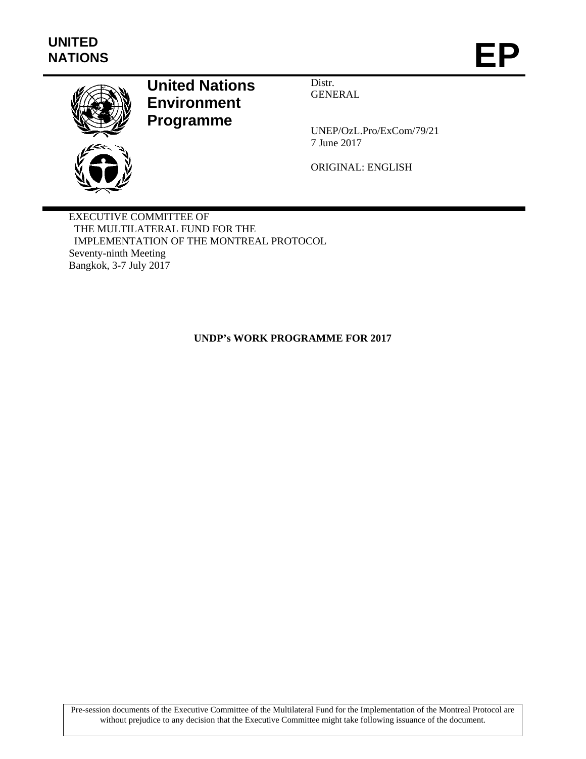UNITED NATIONS

# EP

**United Nations Environment Programme**

Distr.
GENERAL

UNEP/OzL.Pro/ExCom/79/21
7 June 2017

ORIGINAL: ENGLISH

EXECUTIVE COMMITTEE OF
THE MULTILATERAL FUND FOR THE
IMPLEMENTATION OF THE MONTREAL PROTOCOL
Seventy-ninth Meeting
Bangkok, 3-7 July 2017

**UNDP's WORK PROGRAMME FOR 2017**

Pre-session documents of the Executive Committee of the Multilateral Fund for the Implementation of the Montreal Protocol are without prejudice to any decision that the Executive Committee might take following issuance of the document.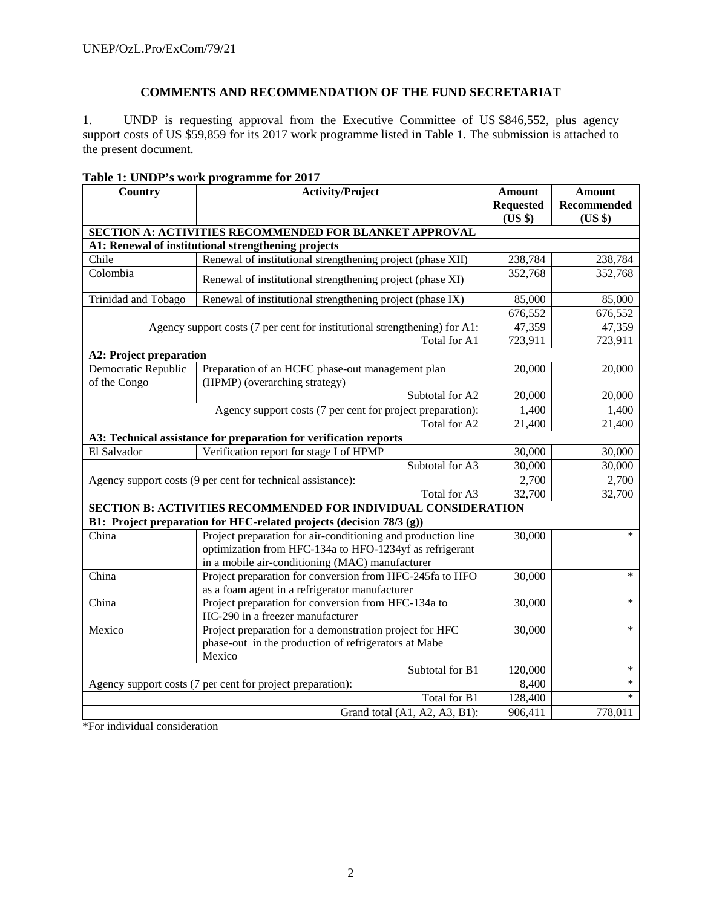## COMMENTS AND RECOMMENDATION OF THE FUND SECRETARIAT

1. UNDP is requesting approval from the Executive Committee of US $846,552, plus agency support costs of US $59,859 for its 2017 work programme listed in Table 1. The submission is attached to the present document.

**Table 1: UNDP's work programme for 2017**

| Country | Activity/Project | Amount Requested (US $) | Amount Recommended (US $) |
|---|---|---|---|
| **SECTION A: ACTIVITIES RECOMMENDED FOR BLANKET APPROVAL** | | | |
| **A1: Renewal of institutional strengthening projects** | | | |
| Chile | Renewal of institutional strengthening project (phase XII) | 238,784 | 238,784 |
| Colombia | Renewal of institutional strengthening project (phase XI) | 352,768 | 352,768 |
| Trinidad and Tobago | Renewal of institutional strengthening project (phase IX) | 85,000 | 85,000 |
| | | 676,552 | 676,552 |
| | Agency support costs (7 per cent for institutional strengthening) for A1: | 47,359 | 47,359 |
| | Total for A1 | 723,911 | 723,911 |
| **A2: Project preparation** | | | |
| Democratic Republic of the Congo | Preparation of an HCFC phase-out management plan (HPMP) (overarching strategy) | 20,000 | 20,000 |
| | Subtotal for A2 | 20,000 | 20,000 |
| | Agency support costs (7 per cent for project preparation): | 1,400 | 1,400 |
| | Total for A2 | 21,400 | 21,400 |
| **A3: Technical assistance for preparation for verification reports** | | | |
| El Salvador | Verification report for stage I of HPMP | 30,000 | 30,000 |
| | Subtotal for A3 | 30,000 | 30,000 |
| Agency support costs (9 per cent for technical assistance): | | 2,700 | 2,700 |
| | Total for A3 | 32,700 | 32,700 |
| **SECTION B: ACTIVITIES RECOMMENDED FOR INDIVIDUAL CONSIDERATION** | | | |
| **B1: Project preparation for HFC-related projects (decision 78/3 (g))** | | | |
| China | Project preparation for air-conditioning and production line optimization from HFC-134a to HFO-1234yf as refrigerant in a mobile air-conditioning (MAC) manufacturer | 30,000 | * |
| China | Project preparation for conversion from HFC-245fa to HFO as a foam agent in a refrigerator manufacturer | 30,000 | * |
| China | Project preparation for conversion from HFC-134a to HC-290 in a freezer manufacturer | 30,000 | * |
| Mexico | Project preparation for a demonstration project for HFC phase-out in the production of refrigerators at Mabe Mexico | 30,000 | * |
| | Subtotal for B1 | 120,000 | * |
| Agency support costs (7 per cent for project preparation): | | 8,400 | * |
| | Total for B1 | 128,400 | * |
| | Grand total (A1, A2, A3, B1): | 906,411 | 778,011 |

*For individual consideration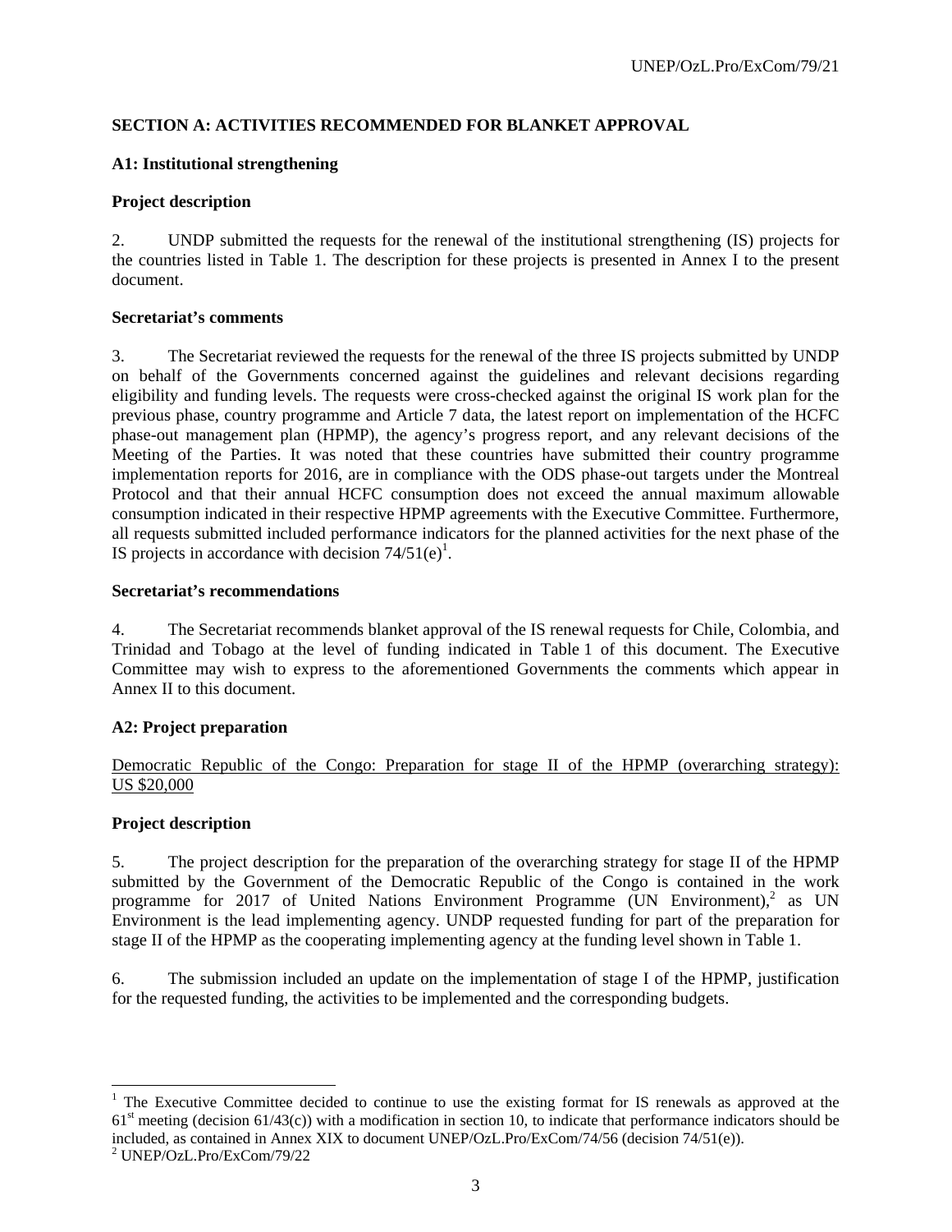## SECTION A: ACTIVITIES RECOMMENDED FOR BLANKET APPROVAL

### A1: Institutional strengthening

#### Project description

2. UNDP submitted the requests for the renewal of the institutional strengthening (IS) projects for the countries listed in Table 1. The description for these projects is presented in Annex I to the present document.

#### Secretariat's comments

3. The Secretariat reviewed the requests for the renewal of the three IS projects submitted by UNDP on behalf of the Governments concerned against the guidelines and relevant decisions regarding eligibility and funding levels. The requests were cross-checked against the original IS work plan for the previous phase, country programme and Article 7 data, the latest report on implementation of the HCFC phase-out management plan (HPMP), the agency's progress report, and any relevant decisions of the Meeting of the Parties. It was noted that these countries have submitted their country programme implementation reports for 2016, are in compliance with the ODS phase-out targets under the Montreal Protocol and that their annual HCFC consumption does not exceed the annual maximum allowable consumption indicated in their respective HPMP agreements with the Executive Committee. Furthermore, all requests submitted included performance indicators for the planned activities for the next phase of the IS projects in accordance with decision 74/51(e)[1].

#### Secretariat's recommendations

4. The Secretariat recommends blanket approval of the IS renewal requests for Chile, Colombia, and Trinidad and Tobago at the level of funding indicated in Table 1 of this document. The Executive Committee may wish to express to the aforementioned Governments the comments which appear in Annex II to this document.

### A2: Project preparation

<u>Democratic Republic of the Congo: Preparation for stage II of the HPMP (overarching strategy): US $20,000</u>

#### Project description

5. The project description for the preparation of the overarching strategy for stage II of the HPMP submitted by the Government of the Democratic Republic of the Congo is contained in the work programme for 2017 of United Nations Environment Programme (UN Environment),[2] as UN Environment is the lead implementing agency. UNDP requested funding for part of the preparation for stage II of the HPMP as the cooperating implementing agency at the funding level shown in Table 1.

6. The submission included an update on the implementation of stage I of the HPMP, justification for the requested funding, the activities to be implemented and the corresponding budgets.

---

[1] The Executive Committee decided to continue to use the existing format for IS renewals as approved at the 61st meeting (decision 61/43(c)) with a modification in section 10, to indicate that performance indicators should be included, as contained in Annex XIX to document UNEP/OzL.Pro/ExCom/74/56 (decision 74/51(e)).

[2] UNEP/OzL.Pro/ExCom/79/22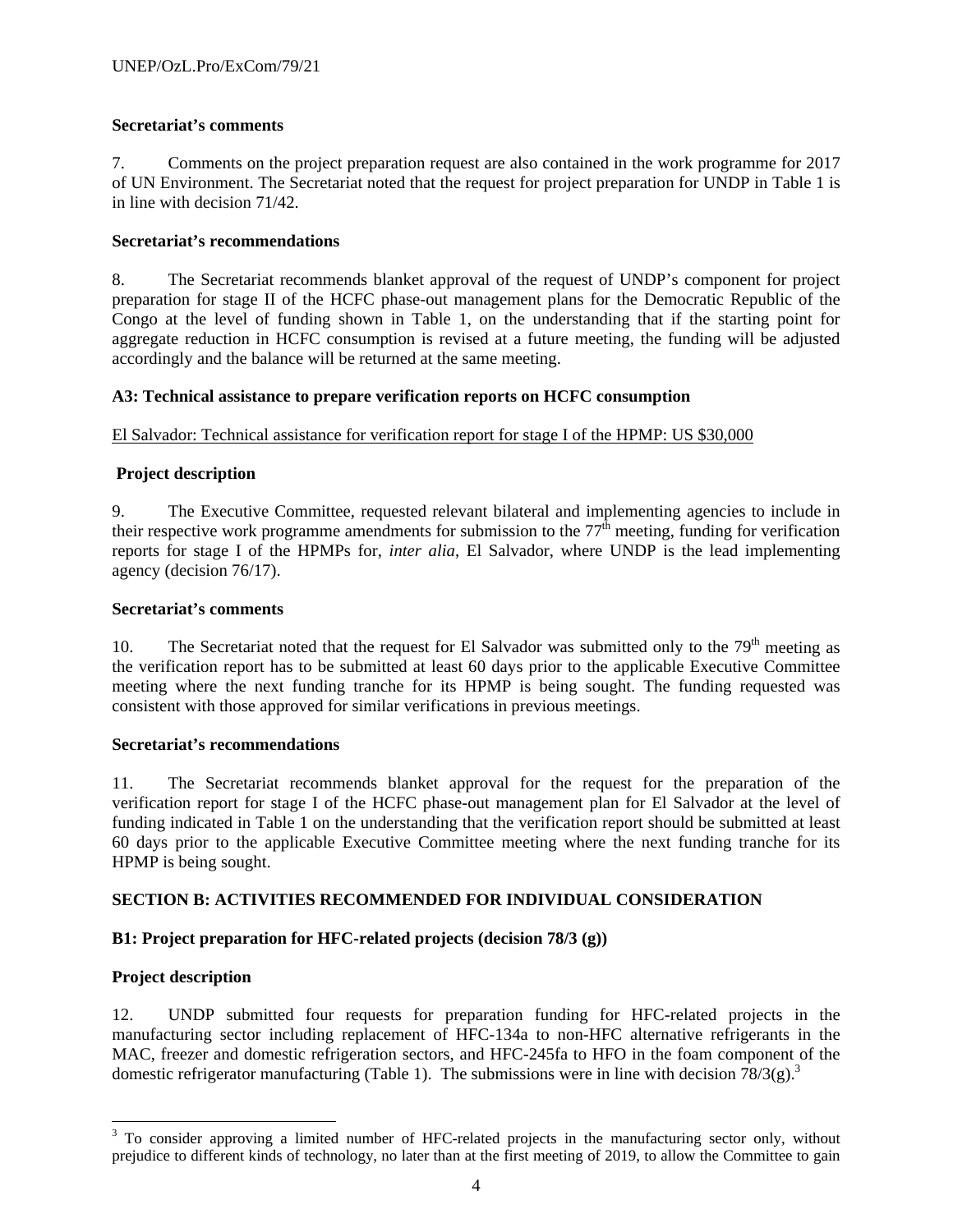**Secretariat's comments**

7. Comments on the project preparation request are also contained in the work programme for 2017 of UN Environment. The Secretariat noted that the request for project preparation for UNDP in Table 1 is in line with decision 71/42.

**Secretariat's recommendations**

8. The Secretariat recommends blanket approval of the request of UNDP's component for project preparation for stage II of the HCFC phase-out management plans for the Democratic Republic of the Congo at the level of funding shown in Table 1, on the understanding that if the starting point for aggregate reduction in HCFC consumption is revised at a future meeting, the funding will be adjusted accordingly and the balance will be returned at the same meeting.

**A3: Technical assistance to prepare verification reports on HCFC consumption**

El Salvador: Technical assistance for verification report for stage I of the HPMP: US $30,000

**Project description**

9. The Executive Committee, requested relevant bilateral and implementing agencies to include in their respective work programme amendments for submission to the 77th meeting, funding for verification reports for stage I of the HPMPs for, *inter alia*, El Salvador, where UNDP is the lead implementing agency (decision 76/17).

**Secretariat's comments**

10. The Secretariat noted that the request for El Salvador was submitted only to the 79th meeting as the verification report has to be submitted at least 60 days prior to the applicable Executive Committee meeting where the next funding tranche for its HPMP is being sought. The funding requested was consistent with those approved for similar verifications in previous meetings.

**Secretariat's recommendations**

11. The Secretariat recommends blanket approval for the request for the preparation of the verification report for stage I of the HCFC phase-out management plan for El Salvador at the level of funding indicated in Table 1 on the understanding that the verification report should be submitted at least 60 days prior to the applicable Executive Committee meeting where the next funding tranche for its HPMP is being sought.

## SECTION B: ACTIVITIES RECOMMENDED FOR INDIVIDUAL CONSIDERATION

**B1: Project preparation for HFC-related projects (decision 78/3 (g))**

**Project description**

12. UNDP submitted four requests for preparation funding for HFC-related projects in the manufacturing sector including replacement of HFC-134a to non-HFC alternative refrigerants in the MAC, freezer and domestic refrigeration sectors, and HFC-245fa to HFO in the foam component of the domestic refrigerator manufacturing (Table 1). The submissions were in line with decision 78/3(g).[3]

[3] To consider approving a limited number of HFC-related projects in the manufacturing sector only, without prejudice to different kinds of technology, no later than at the first meeting of 2019, to allow the Committee to gain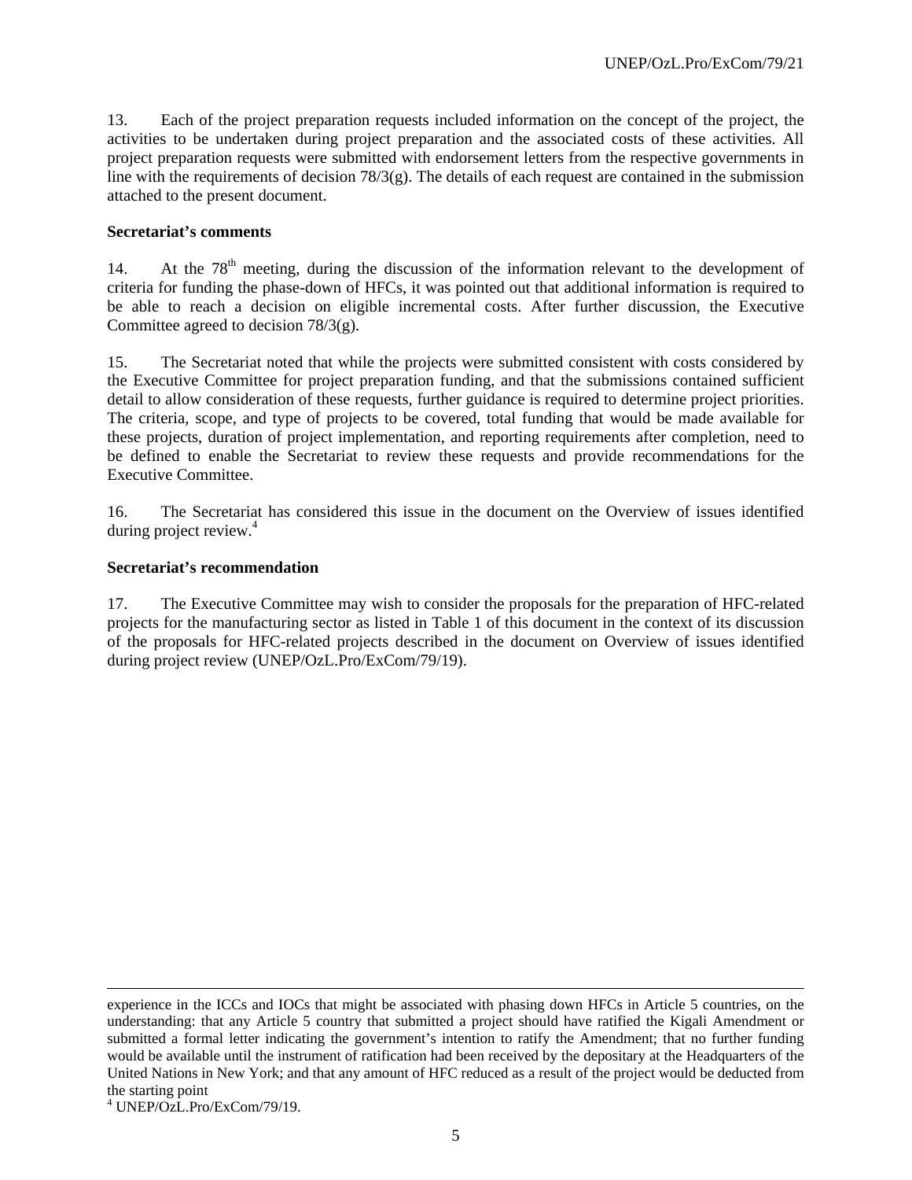13. Each of the project preparation requests included information on the concept of the project, the activities to be undertaken during project preparation and the associated costs of these activities. All project preparation requests were submitted with endorsement letters from the respective governments in line with the requirements of decision 78/3(g). The details of each request are contained in the submission attached to the present document.

**Secretariat's comments**

14. At the 78th meeting, during the discussion of the information relevant to the development of criteria for funding the phase-down of HFCs, it was pointed out that additional information is required to be able to reach a decision on eligible incremental costs. After further discussion, the Executive Committee agreed to decision 78/3(g).

15. The Secretariat noted that while the projects were submitted consistent with costs considered by the Executive Committee for project preparation funding, and that the submissions contained sufficient detail to allow consideration of these requests, further guidance is required to determine project priorities. The criteria, scope, and type of projects to be covered, total funding that would be made available for these projects, duration of project implementation, and reporting requirements after completion, need to be defined to enable the Secretariat to review these requests and provide recommendations for the Executive Committee.

16. The Secretariat has considered this issue in the document on the Overview of issues identified during project review.[4]

**Secretariat's recommendation**

17. The Executive Committee may wish to consider the proposals for the preparation of HFC-related projects for the manufacturing sector as listed in Table 1 of this document in the context of its discussion of the proposals for HFC-related projects described in the document on Overview of issues identified during project review (UNEP/OzL.Pro/ExCom/79/19).

---

experience in the ICCs and IOCs that might be associated with phasing down HFCs in Article 5 countries, on the understanding: that any Article 5 country that submitted a project should have ratified the Kigali Amendment or submitted a formal letter indicating the government's intention to ratify the Amendment; that no further funding would be available until the instrument of ratification had been received by the depositary at the Headquarters of the United Nations in New York; and that any amount of HFC reduced as a result of the project would be deducted from the starting point

[4] UNEP/OzL.Pro/ExCom/79/19.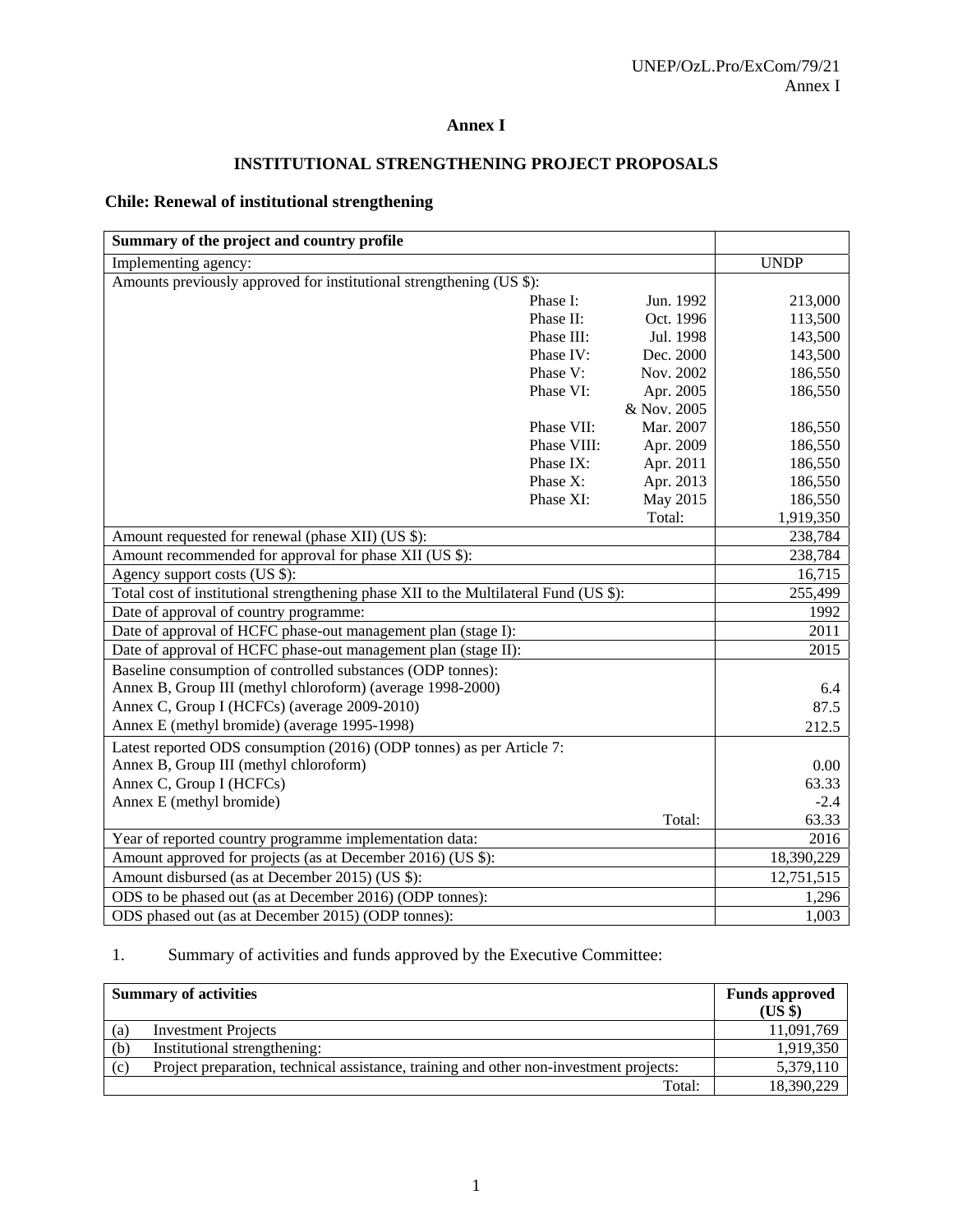# Annex I

## INSTITUTIONAL STRENGTHENING PROJECT PROPOSALS

### Chile: Renewal of institutional strengthening

| Summary of the project and country profile | | | |
|---|---|---|---|
| Implementing agency: | | | UNDP |
| Amounts previously approved for institutional strengthening (US $): | | | |
| | Phase I: | Jun. 1992 | 213,000 |
| | Phase II: | Oct. 1996 | 113,500 |
| | Phase III: | Jul. 1998 | 143,500 |
| | Phase IV: | Dec. 2000 | 143,500 |
| | Phase V: | Nov. 2002 | 186,550 |
| | Phase VI: | Apr. 2005 & Nov. 2005 | 186,550 |
| | Phase VII: | Mar. 2007 | 186,550 |
| | Phase VIII: | Apr. 2009 | 186,550 |
| | Phase IX: | Apr. 2011 | 186,550 |
| | Phase X: | Apr. 2013 | 186,550 |
| | Phase XI: | May 2015 | 186,550 |
| | | Total: | 1,919,350 |
| Amount requested for renewal (phase XII) (US $): | | | 238,784 |
| Amount recommended for approval for phase XII (US $): | | | 238,784 |
| Agency support costs (US $): | | | 16,715 |
| Total cost of institutional strengthening phase XII to the Multilateral Fund (US $): | | | 255,499 |
| Date of approval of country programme: | | | 1992 |
| Date of approval of HCFC phase-out management plan (stage I): | | | 2011 |
| Date of approval of HCFC phase-out management plan (stage II): | | | 2015 |
| Baseline consumption of controlled substances (ODP tonnes): | | | |
| Annex B, Group III (methyl chloroform) (average 1998-2000) | | | 6.4 |
| Annex C, Group I (HCFCs) (average 2009-2010) | | | 87.5 |
| Annex E (methyl bromide) (average 1995-1998) | | | 212.5 |
| Latest reported ODS consumption (2016) (ODP tonnes) as per Article 7: | | | |
| Annex B, Group III (methyl chloroform) | | | 0.00 |
| Annex C, Group I (HCFCs) | | | 63.33 |
| Annex E (methyl bromide) | | | -2.4 |
| | | Total: | 63.33 |
| Year of reported country programme implementation data: | | | 2016 |
| Amount approved for projects (as at December 2016) (US $): | | | 18,390,229 |
| Amount disbursed (as at December 2015) (US $): | | | 12,751,515 |
| ODS to be phased out (as at December 2016) (ODP tonnes): | | | 1,296 |
| ODS phased out (as at December 2015) (ODP tonnes): | | | 1,003 |

1. Summary of activities and funds approved by the Executive Committee:

| Summary of activities | | Funds approved (US $) |
|---|---|---|
| (a) | Investment Projects | 11,091,769 |
| (b) | Institutional strengthening: | 1,919,350 |
| (c) | Project preparation, technical assistance, training and other non-investment projects: | 5,379,110 |
| | Total: | 18,390,229 |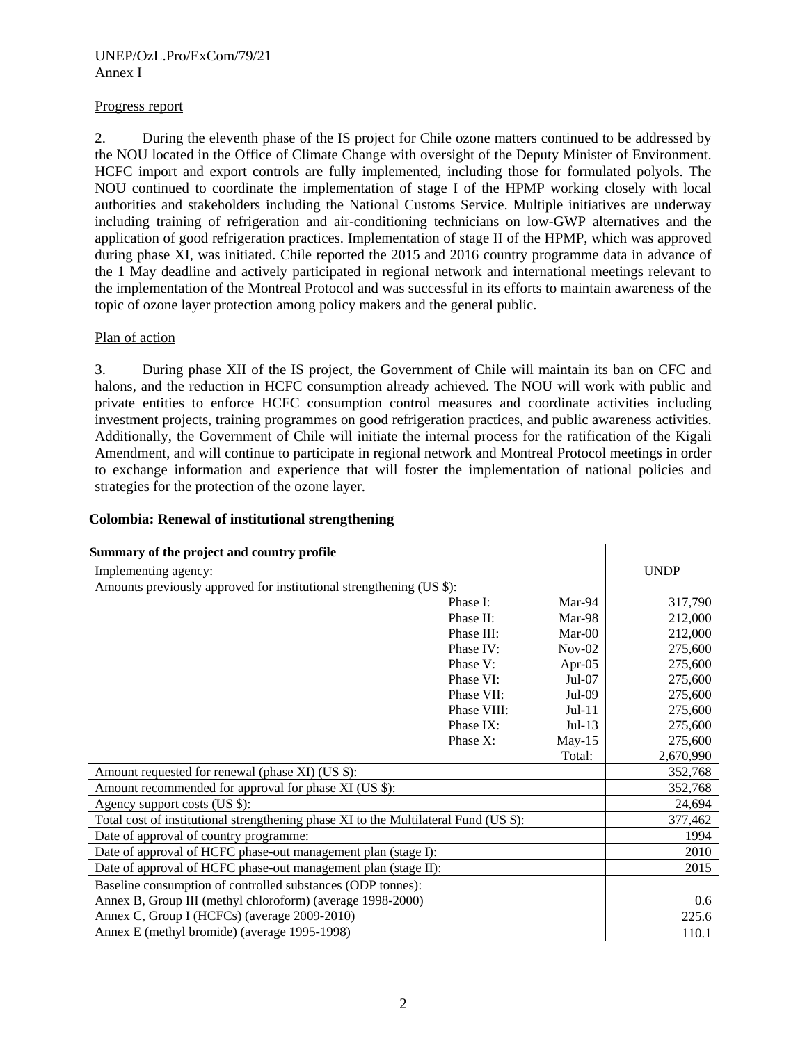Progress report

2. During the eleventh phase of the IS project for Chile ozone matters continued to be addressed by the NOU located in the Office of Climate Change with oversight of the Deputy Minister of Environment. HCFC import and export controls are fully implemented, including those for formulated polyols. The NOU continued to coordinate the implementation of stage I of the HPMP working closely with local authorities and stakeholders including the National Customs Service. Multiple initiatives are underway including training of refrigeration and air-conditioning technicians on low-GWP alternatives and the application of good refrigeration practices. Implementation of stage II of the HPMP, which was approved during phase XI, was initiated. Chile reported the 2015 and 2016 country programme data in advance of the 1 May deadline and actively participated in regional network and international meetings relevant to the implementation of the Montreal Protocol and was successful in its efforts to maintain awareness of the topic of ozone layer protection among policy makers and the general public.

Plan of action

3. During phase XII of the IS project, the Government of Chile will maintain its ban on CFC and halons, and the reduction in HCFC consumption already achieved. The NOU will work with public and private entities to enforce HCFC consumption control measures and coordinate activities including investment projects, training programmes on good refrigeration practices, and public awareness activities. Additionally, the Government of Chile will initiate the internal process for the ratification of the Kigali Amendment, and will continue to participate in regional network and Montreal Protocol meetings in order to exchange information and experience that will foster the implementation of national policies and strategies for the protection of the ozone layer.

**Colombia: Renewal of institutional strengthening**

| Summary of the project and country profile | | | |
|---|---|---|---|
| Implementing agency: | | | UNDP |
| Amounts previously approved for institutional strengthening (US $): | | | |
| | Phase I: | Mar-94 | 317,790 |
| | Phase II: | Mar-98 | 212,000 |
| | Phase III: | Mar-00 | 212,000 |
| | Phase IV: | Nov-02 | 275,600 |
| | Phase V: | Apr-05 | 275,600 |
| | Phase VI: | Jul-07 | 275,600 |
| | Phase VII: | Jul-09 | 275,600 |
| | Phase VIII: | Jul-11 | 275,600 |
| | Phase IX: | Jul-13 | 275,600 |
| | Phase X: | May-15 | 275,600 |
| | | Total: | 2,670,990 |
| Amount requested for renewal (phase XI) (US $): | | | 352,768 |
| Amount recommended for approval for phase XI (US $): | | | 352,768 |
| Agency support costs (US $): | | | 24,694 |
| Total cost of institutional strengthening phase XI to the Multilateral Fund (US $): | | | 377,462 |
| Date of approval of country programme: | | | 1994 |
| Date of approval of HCFC phase-out management plan (stage I): | | | 2010 |
| Date of approval of HCFC phase-out management plan (stage II): | | | 2015 |
| Baseline consumption of controlled substances (ODP tonnes): | | | |
| Annex B, Group III (methyl chloroform) (average 1998-2000) | | | 0.6 |
| Annex C, Group I (HCFCs) (average 2009-2010) | | | 225.6 |
| Annex E (methyl bromide) (average 1995-1998) | | | 110.1 |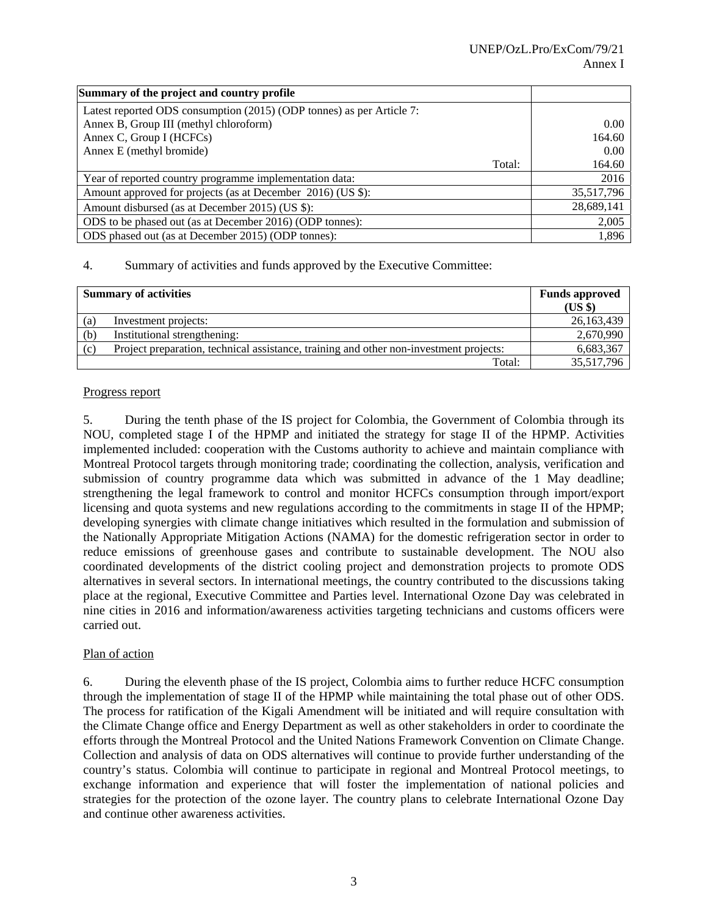| Summary of the project and country profile | |
|---|---|
| Latest reported ODS consumption (2015) (ODP tonnes) as per Article 7: | |
| Annex B, Group III (methyl chloroform) | 0.00 |
| Annex C, Group I (HCFCs) | 164.60 |
| Annex E (methyl bromide) | 0.00 |
| Total: | 164.60 |
| Year of reported country programme implementation data: | 2016 |
| Amount approved for projects (as at December 2016) (US $): | 35,517,796 |
| Amount disbursed (as at December 2015) (US $): | 28,689,141 |
| ODS to be phased out (as at December 2016) (ODP tonnes): | 2,005 |
| ODS phased out (as at December 2015) (ODP tonnes): | 1,896 |

4. Summary of activities and funds approved by the Executive Committee:

| Summary of activities | Funds approved (US $) |
|---|---|
| (a) Investment projects: | 26,163,439 |
| (b) Institutional strengthening: | 2,670,990 |
| (c) Project preparation, technical assistance, training and other non-investment projects: | 6,683,367 |
| Total: | 35,517,796 |

Progress report

5. During the tenth phase of the IS project for Colombia, the Government of Colombia through its NOU, completed stage I of the HPMP and initiated the strategy for stage II of the HPMP. Activities implemented included: cooperation with the Customs authority to achieve and maintain compliance with Montreal Protocol targets through monitoring trade; coordinating the collection, analysis, verification and submission of country programme data which was submitted in advance of the 1 May deadline; strengthening the legal framework to control and monitor HCFCs consumption through import/export licensing and quota systems and new regulations according to the commitments in stage II of the HPMP; developing synergies with climate change initiatives which resulted in the formulation and submission of the Nationally Appropriate Mitigation Actions (NAMA) for the domestic refrigeration sector in order to reduce emissions of greenhouse gases and contribute to sustainable development. The NOU also coordinated developments of the district cooling project and demonstration projects to promote ODS alternatives in several sectors. In international meetings, the country contributed to the discussions taking place at the regional, Executive Committee and Parties level. International Ozone Day was celebrated in nine cities in 2016 and information/awareness activities targeting technicians and customs officers were carried out.

Plan of action

6. During the eleventh phase of the IS project, Colombia aims to further reduce HCFC consumption through the implementation of stage II of the HPMP while maintaining the total phase out of other ODS. The process for ratification of the Kigali Amendment will be initiated and will require consultation with the Climate Change office and Energy Department as well as other stakeholders in order to coordinate the efforts through the Montreal Protocol and the United Nations Framework Convention on Climate Change. Collection and analysis of data on ODS alternatives will continue to provide further understanding of the country's status. Colombia will continue to participate in regional and Montreal Protocol meetings, to exchange information and experience that will foster the implementation of national policies and strategies for the protection of the ozone layer. The country plans to celebrate International Ozone Day and continue other awareness activities.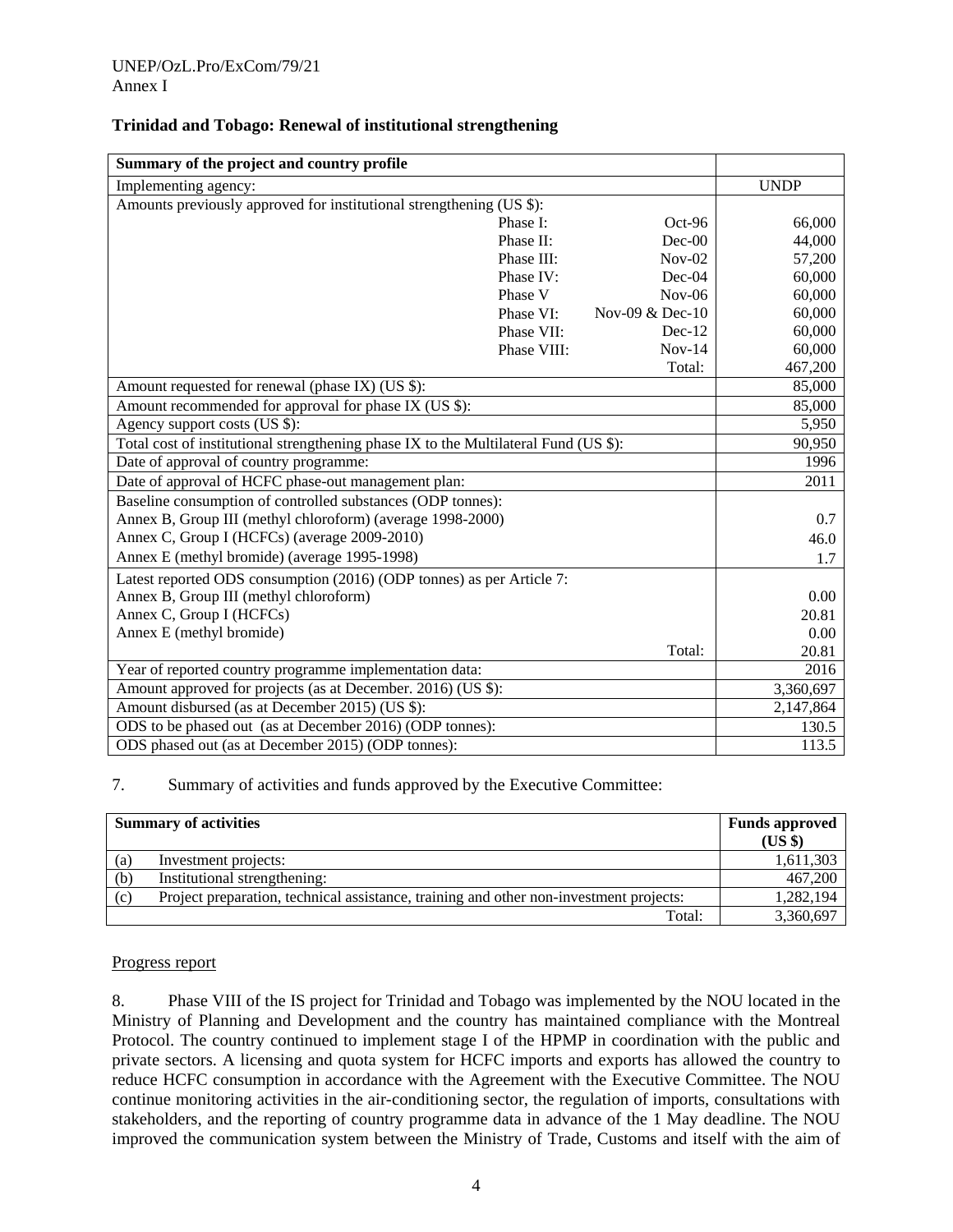### Trinidad and Tobago: Renewal of institutional strengthening

| Summary of the project and country profile | | | |
|---|---|---|---|
| Implementing agency: | | | UNDP |
| Amounts previously approved for institutional strengthening (US $): | | | |
| | Phase I: | Oct-96 | 66,000 |
| | Phase II: | Dec-00 | 44,000 |
| | Phase III: | Nov-02 | 57,200 |
| | Phase IV: | Dec-04 | 60,000 |
| | Phase V | Nov-06 | 60,000 |
| | Phase VI: | Nov-09 & Dec-10 | 60,000 |
| | Phase VII: | Dec-12 | 60,000 |
| | Phase VIII: | Nov-14 | 60,000 |
| | | Total: | 467,200 |
| Amount requested for renewal (phase IX) (US $): | | | 85,000 |
| Amount recommended for approval for phase IX (US $): | | | 85,000 |
| Agency support costs (US $): | | | 5,950 |
| Total cost of institutional strengthening phase IX to the Multilateral Fund (US $): | | | 90,950 |
| Date of approval of country programme: | | | 1996 |
| Date of approval of HCFC phase-out management plan: | | | 2011 |
| Baseline consumption of controlled substances (ODP tonnes): | | | |
| Annex B, Group III (methyl chloroform) (average 1998-2000) | | | 0.7 |
| Annex C, Group I (HCFCs) (average 2009-2010) | | | 46.0 |
| Annex E (methyl bromide) (average 1995-1998) | | | 1.7 |
| Latest reported ODS consumption (2016) (ODP tonnes) as per Article 7: | | | |
| Annex B, Group III (methyl chloroform) | | | 0.00 |
| Annex C, Group I (HCFCs) | | | 20.81 |
| Annex E (methyl bromide) | | | 0.00 |
| | | Total: | 20.81 |
| Year of reported country programme implementation data: | | | 2016 |
| Amount approved for projects (as at December. 2016) (US $): | | | 3,360,697 |
| Amount disbursed (as at December 2015) (US $): | | | 2,147,864 |
| ODS to be phased out (as at December 2016) (ODP tonnes): | | | 130.5 |
| ODS phased out (as at December 2015) (ODP tonnes): | | | 113.5 |

7. Summary of activities and funds approved by the Executive Committee:

| Summary of activities | | Funds approved (US $) |
|---|---|---|
| (a) | Investment projects: | 1,611,303 |
| (b) | Institutional strengthening: | 467,200 |
| (c) | Project preparation, technical assistance, training and other non-investment projects: | 1,282,194 |
| | Total: | 3,360,697 |

Progress report

8. Phase VIII of the IS project for Trinidad and Tobago was implemented by the NOU located in the Ministry of Planning and Development and the country has maintained compliance with the Montreal Protocol. The country continued to implement stage I of the HPMP in coordination with the public and private sectors. A licensing and quota system for HCFC imports and exports has allowed the country to reduce HCFC consumption in accordance with the Agreement with the Executive Committee. The NOU continue monitoring activities in the air-conditioning sector, the regulation of imports, consultations with stakeholders, and the reporting of country programme data in advance of the 1 May deadline. The NOU improved the communication system between the Ministry of Trade, Customs and itself with the aim of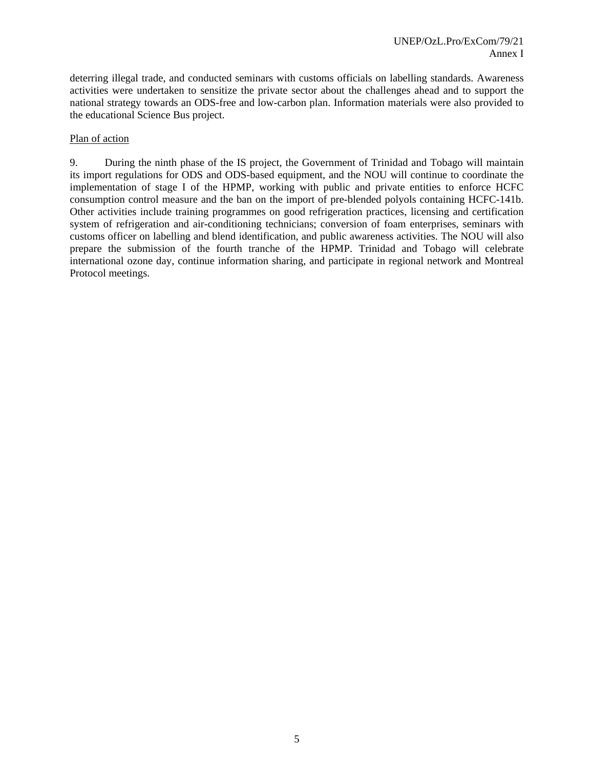deterring illegal trade, and conducted seminars with customs officials on labelling standards. Awareness activities were undertaken to sensitize the private sector about the challenges ahead and to support the national strategy towards an ODS-free and low-carbon plan. Information materials were also provided to the educational Science Bus project.

<u>Plan of action</u>

9. During the ninth phase of the IS project, the Government of Trinidad and Tobago will maintain its import regulations for ODS and ODS-based equipment, and the NOU will continue to coordinate the implementation of stage I of the HPMP, working with public and private entities to enforce HCFC consumption control measure and the ban on the import of pre-blended polyols containing HCFC-141b. Other activities include training programmes on good refrigeration practices, licensing and certification system of refrigeration and air-conditioning technicians; conversion of foam enterprises, seminars with customs officer on labelling and blend identification, and public awareness activities. The NOU will also prepare the submission of the fourth tranche of the HPMP. Trinidad and Tobago will celebrate international ozone day, continue information sharing, and participate in regional network and Montreal Protocol meetings.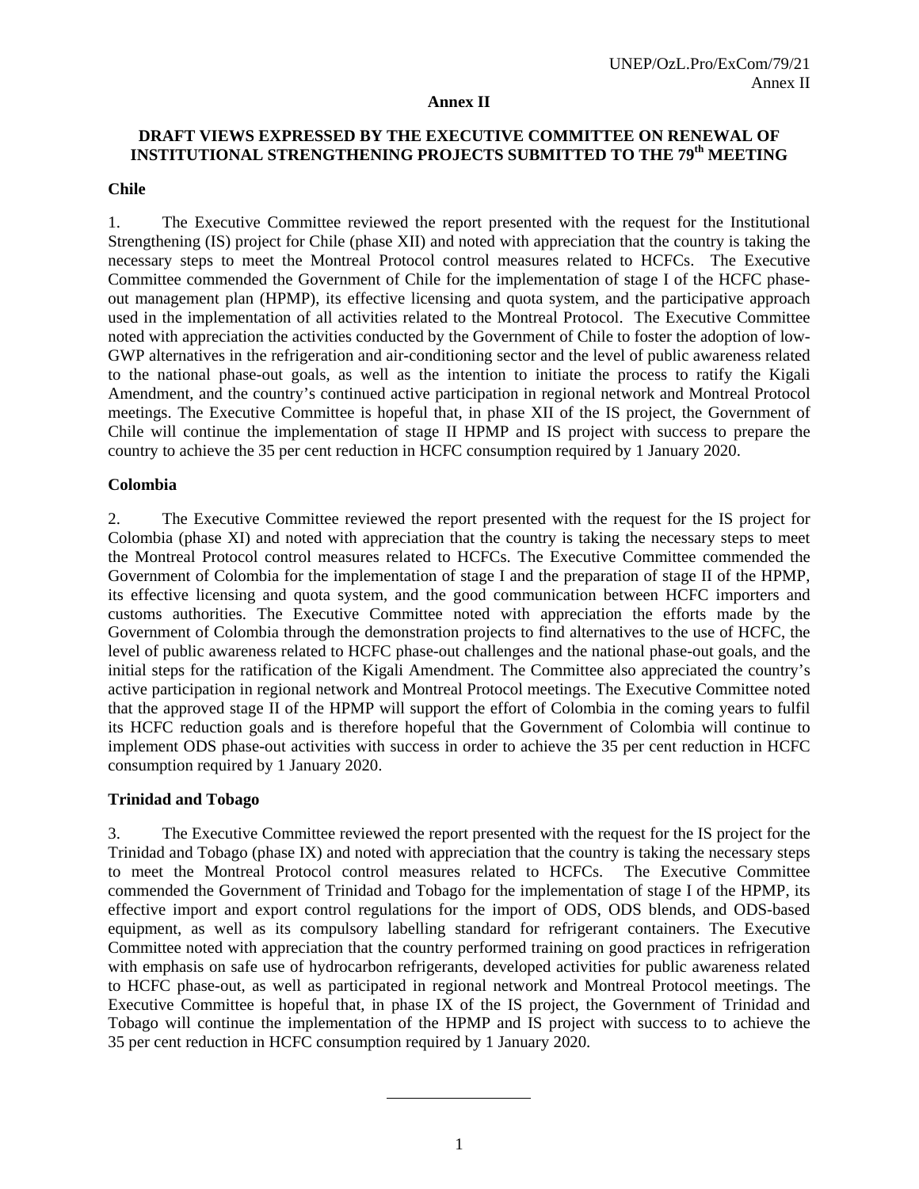## Annex II

### DRAFT VIEWS EXPRESSED BY THE EXECUTIVE COMMITTEE ON RENEWAL OF INSTITUTIONAL STRENGTHENING PROJECTS SUBMITTED TO THE 79th MEETING

**Chile**

1. The Executive Committee reviewed the report presented with the request for the Institutional Strengthening (IS) project for Chile (phase XII) and noted with appreciation that the country is taking the necessary steps to meet the Montreal Protocol control measures related to HCFCs. The Executive Committee commended the Government of Chile for the implementation of stage I of the HCFC phase-out management plan (HPMP), its effective licensing and quota system, and the participative approach used in the implementation of all activities related to the Montreal Protocol. The Executive Committee noted with appreciation the activities conducted by the Government of Chile to foster the adoption of low-GWP alternatives in the refrigeration and air-conditioning sector and the level of public awareness related to the national phase-out goals, as well as the intention to initiate the process to ratify the Kigali Amendment, and the country's continued active participation in regional network and Montreal Protocol meetings. The Executive Committee is hopeful that, in phase XII of the IS project, the Government of Chile will continue the implementation of stage II HPMP and IS project with success to prepare the country to achieve the 35 per cent reduction in HCFC consumption required by 1 January 2020.

**Colombia**

2. The Executive Committee reviewed the report presented with the request for the IS project for Colombia (phase XI) and noted with appreciation that the country is taking the necessary steps to meet the Montreal Protocol control measures related to HCFCs. The Executive Committee commended the Government of Colombia for the implementation of stage I and the preparation of stage II of the HPMP, its effective licensing and quota system, and the good communication between HCFC importers and customs authorities. The Executive Committee noted with appreciation the efforts made by the Government of Colombia through the demonstration projects to find alternatives to the use of HCFC, the level of public awareness related to HCFC phase-out challenges and the national phase-out goals, and the initial steps for the ratification of the Kigali Amendment. The Committee also appreciated the country's active participation in regional network and Montreal Protocol meetings. The Executive Committee noted that the approved stage II of the HPMP will support the effort of Colombia in the coming years to fulfil its HCFC reduction goals and is therefore hopeful that the Government of Colombia will continue to implement ODS phase-out activities with success in order to achieve the 35 per cent reduction in HCFC consumption required by 1 January 2020.

**Trinidad and Tobago**

3. The Executive Committee reviewed the report presented with the request for the IS project for the Trinidad and Tobago (phase IX) and noted with appreciation that the country is taking the necessary steps to meet the Montreal Protocol control measures related to HCFCs. The Executive Committee commended the Government of Trinidad and Tobago for the implementation of stage I of the HPMP, its effective import and export control regulations for the import of ODS, ODS blends, and ODS-based equipment, as well as its compulsory labelling standard for refrigerant containers. The Executive Committee noted with appreciation that the country performed training on good practices in refrigeration with emphasis on safe use of hydrocarbon refrigerants, developed activities for public awareness related to HCFC phase-out, as well as participated in regional network and Montreal Protocol meetings. The Executive Committee is hopeful that, in phase IX of the IS project, the Government of Trinidad and Tobago will continue the implementation of the HPMP and IS project with success to to achieve the 35 per cent reduction in HCFC consumption required by 1 January 2020.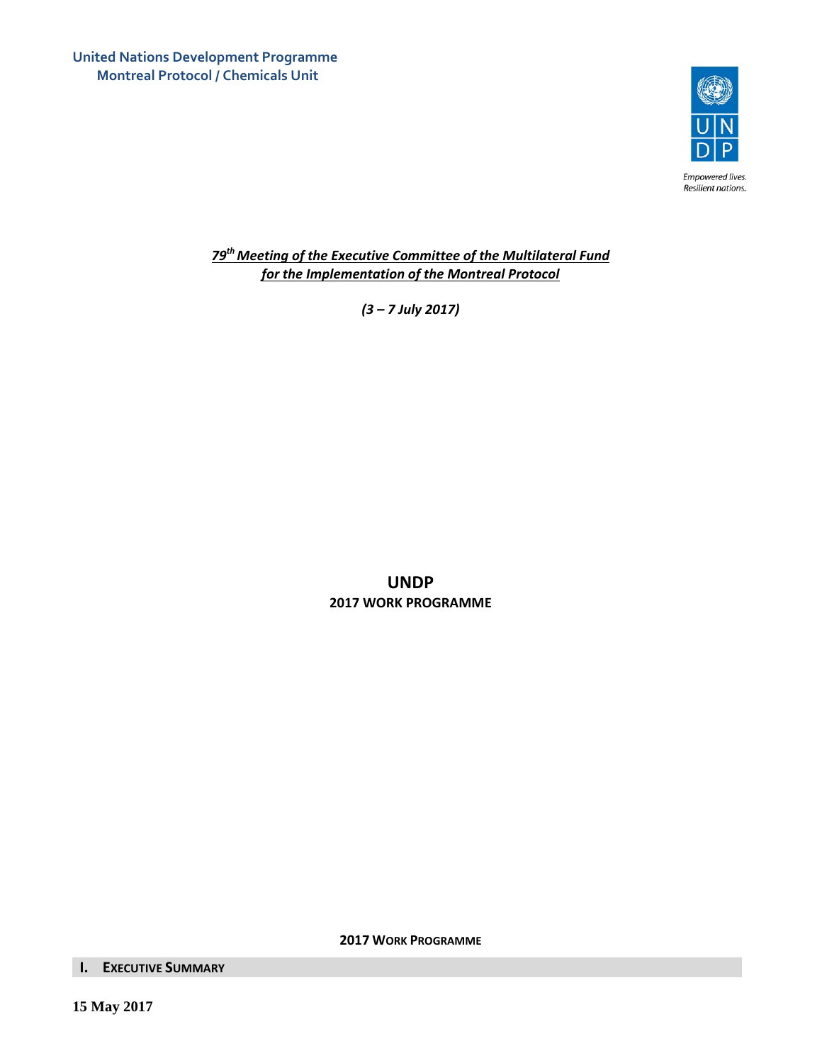**United Nations Development Programme**
**Montreal Protocol / Chemicals Unit**

Empowered lives.
Resilient nations.

***79th Meeting of the Executive Committee of the Multilateral Fund for the Implementation of the Montreal Protocol***

***(3 – 7 July 2017)***

# UNDP
## 2017 WORK PROGRAMME

**2017 WORK PROGRAMME**

## I. EXECUTIVE SUMMARY

**15 May 2017**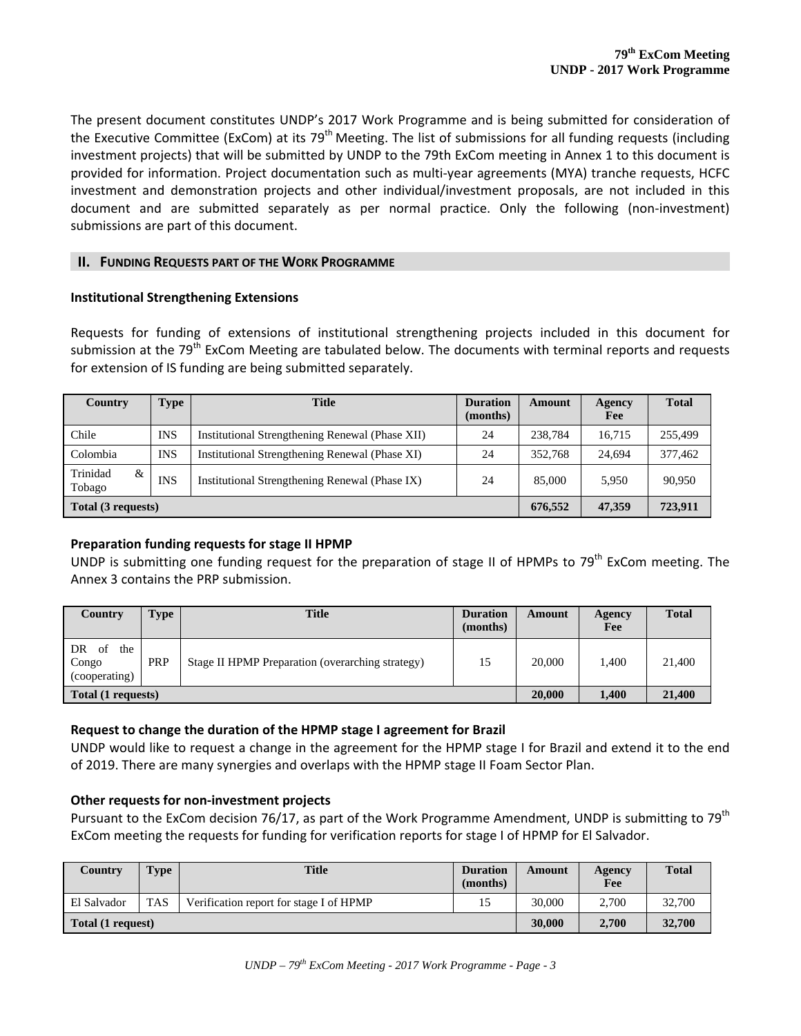The present document constitutes UNDP's 2017 Work Programme and is being submitted for consideration of the Executive Committee (ExCom) at its 79th Meeting. The list of submissions for all funding requests (including investment projects) that will be submitted by UNDP to the 79th ExCom meeting in Annex 1 to this document is provided for information. Project documentation such as multi-year agreements (MYA) tranche requests, HCFC investment and demonstration projects and other individual/investment proposals, are not included in this document and are submitted separately as per normal practice. Only the following (non-investment) submissions are part of this document.

## II. FUNDING REQUESTS PART OF THE WORK PROGRAMME

### Institutional Strengthening Extensions

Requests for funding of extensions of institutional strengthening projects included in this document for submission at the 79th ExCom Meeting are tabulated below. The documents with terminal reports and requests for extension of IS funding are being submitted separately.

| Country | Type | Title | Duration (months) | Amount | Agency Fee | Total |
|---|---|---|---|---|---|---|
| Chile | INS | Institutional Strengthening Renewal (Phase XII) | 24 | 238,784 | 16,715 | 255,499 |
| Colombia | INS | Institutional Strengthening Renewal (Phase XI) | 24 | 352,768 | 24,694 | 377,462 |
| Trinidad & Tobago | INS | Institutional Strengthening Renewal (Phase IX) | 24 | 85,000 | 5,950 | 90,950 |
| **Total (3 requests)** | | | | **676,552** | **47,359** | **723,911** |

### Preparation funding requests for stage II HPMP

UNDP is submitting one funding request for the preparation of stage II of HPMPs to 79th ExCom meeting. The Annex 3 contains the PRP submission.

| Country | Type | Title | Duration (months) | Amount | Agency Fee | Total |
|---|---|---|---|---|---|---|
| DR of the Congo (cooperating) | PRP | Stage II HPMP Preparation (overarching strategy) | 15 | 20,000 | 1,400 | 21,400 |
| **Total (1 requests)** | | | | **20,000** | **1,400** | **21,400** |

### Request to change the duration of the HPMP stage I agreement for Brazil

UNDP would like to request a change in the agreement for the HPMP stage I for Brazil and extend it to the end of 2019. There are many synergies and overlaps with the HPMP stage II Foam Sector Plan.

### Other requests for non-investment projects

Pursuant to the ExCom decision 76/17, as part of the Work Programme Amendment, UNDP is submitting to 79th ExCom meeting the requests for funding for verification reports for stage I of HPMP for El Salvador.

| Country | Type | Title | Duration (months) | Amount | Agency Fee | Total |
|---|---|---|---|---|---|---|
| El Salvador | TAS | Verification report for stage I of HPMP | 15 | 30,000 | 2,700 | 32,700 |
| **Total (1 request)** | | | | **30,000** | **2,700** | **32,700** |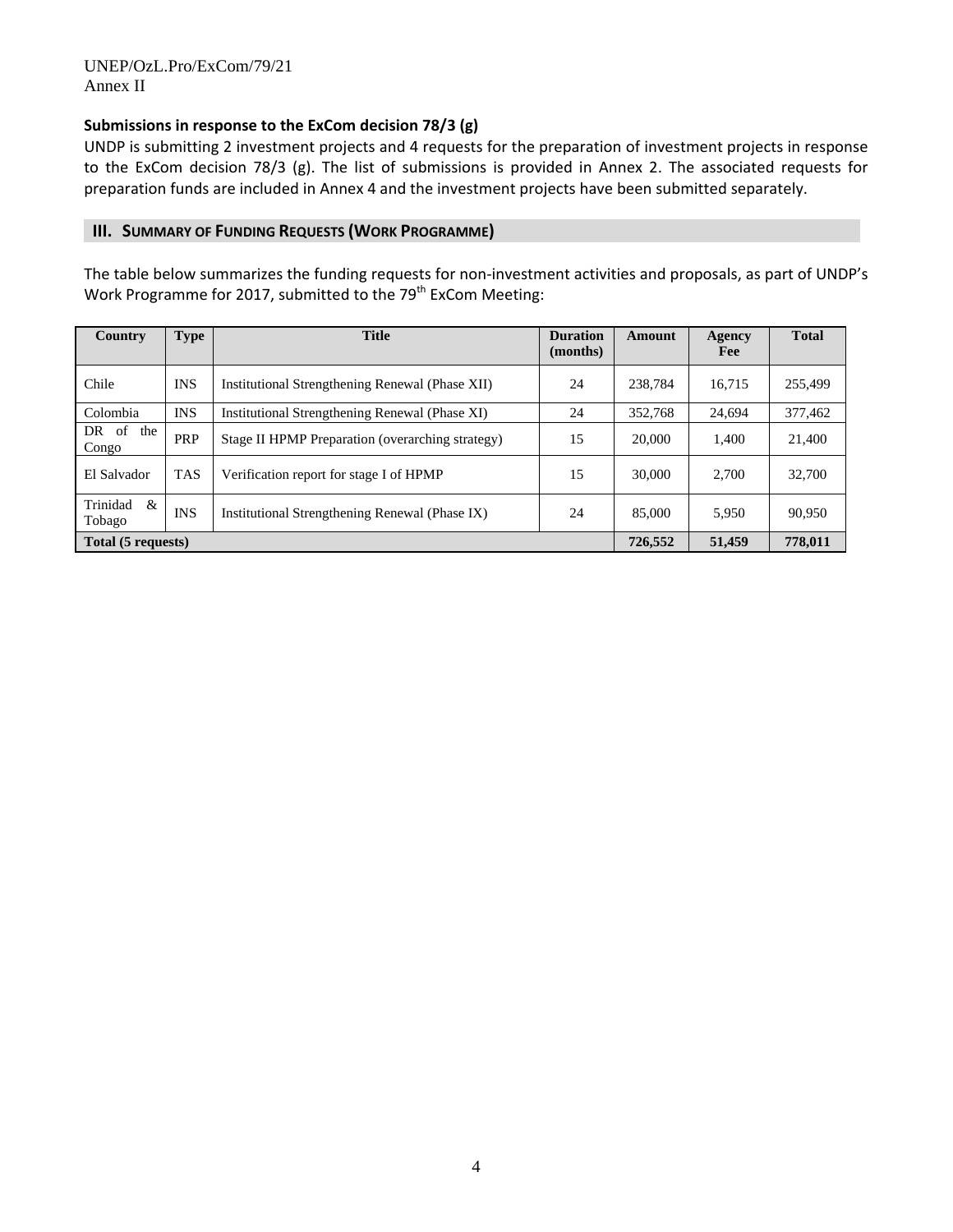**Submissions in response to the ExCom decision 78/3 (g)**

UNDP is submitting 2 investment projects and 4 requests for the preparation of investment projects in response to the ExCom decision 78/3 (g). The list of submissions is provided in Annex 2. The associated requests for preparation funds are included in Annex 4 and the investment projects have been submitted separately.

## III. SUMMARY OF FUNDING REQUESTS (WORK PROGRAMME)

The table below summarizes the funding requests for non-investment activities and proposals, as part of UNDP's Work Programme for 2017, submitted to the 79th ExCom Meeting:

| Country | Type | Title | Duration (months) | Amount | Agency Fee | Total |
|---|---|---|---|---|---|---|
| Chile | INS | Institutional Strengthening Renewal (Phase XII) | 24 | 238,784 | 16,715 | 255,499 |
| Colombia | INS | Institutional Strengthening Renewal (Phase XI) | 24 | 352,768 | 24,694 | 377,462 |
| DR of the Congo | PRP | Stage II HPMP Preparation (overarching strategy) | 15 | 20,000 | 1,400 | 21,400 |
| El Salvador | TAS | Verification report for stage I of HPMP | 15 | 30,000 | 2,700 | 32,700 |
| Trinidad & Tobago | INS | Institutional Strengthening Renewal (Phase IX) | 24 | 85,000 | 5,950 | 90,950 |
| **Total (5 requests)** | | | | **726,552** | **51,459** | **778,011** |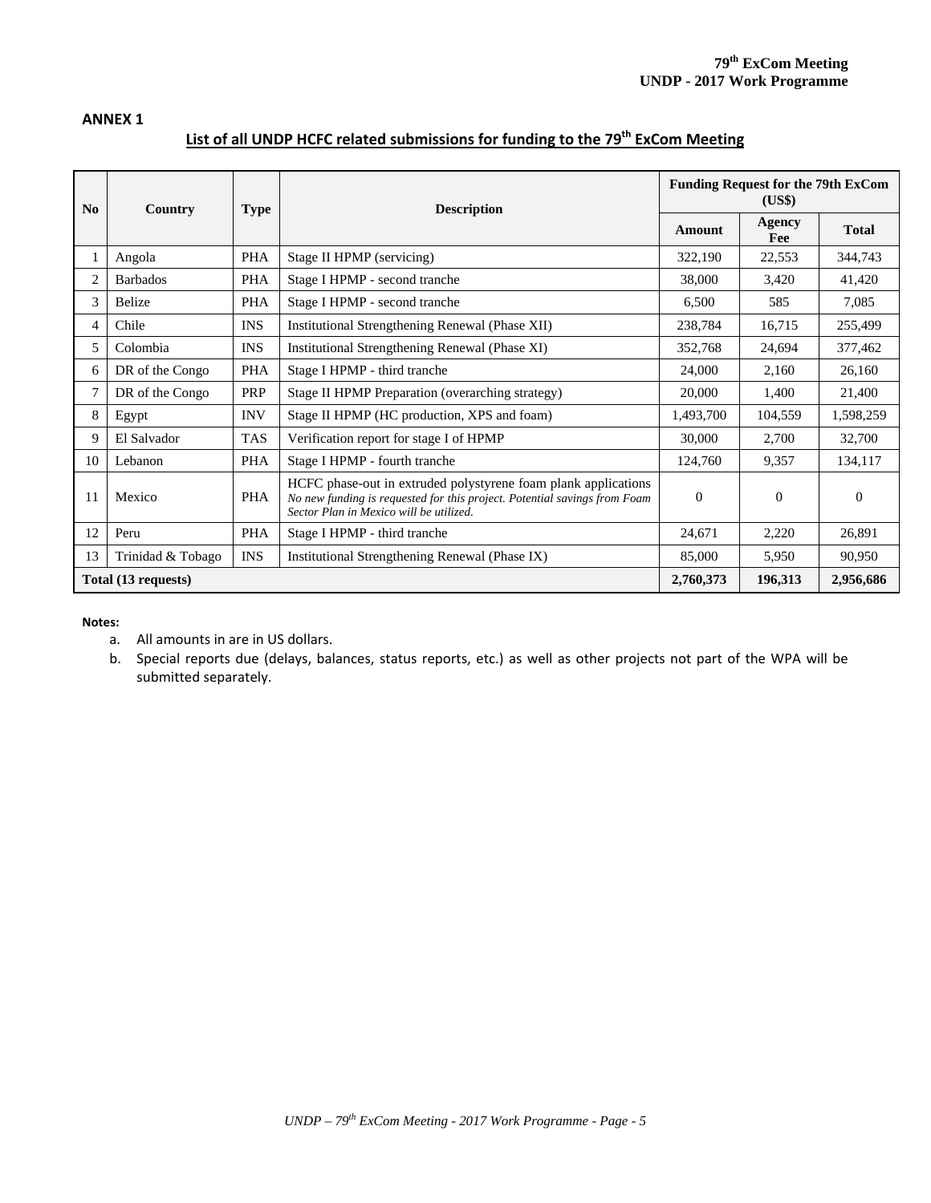**ANNEX 1**

## List of all UNDP HCFC related submissions for funding to the 79th ExCom Meeting

| No | Country | Type | Description | Funding Request for the 79th ExCom (US$) | | |
|---|---|---|---|---|---|---|
| | | | | Amount | Agency Fee | Total |
| 1 | Angola | PHA | Stage II HPMP (servicing) | 322,190 | 22,553 | 344,743 |
| 2 | Barbados | PHA | Stage I HPMP - second tranche | 38,000 | 3,420 | 41,420 |
| 3 | Belize | PHA | Stage I HPMP - second tranche | 6,500 | 585 | 7,085 |
| 4 | Chile | INS | Institutional Strengthening Renewal (Phase XII) | 238,784 | 16,715 | 255,499 |
| 5 | Colombia | INS | Institutional Strengthening Renewal (Phase XI) | 352,768 | 24,694 | 377,462 |
| 6 | DR of the Congo | PHA | Stage I HPMP - third tranche | 24,000 | 2,160 | 26,160 |
| 7 | DR of the Congo | PRP | Stage II HPMP Preparation (overarching strategy) | 20,000 | 1,400 | 21,400 |
| 8 | Egypt | INV | Stage II HPMP (HC production, XPS and foam) | 1,493,700 | 104,559 | 1,598,259 |
| 9 | El Salvador | TAS | Verification report for stage I of HPMP | 30,000 | 2,700 | 32,700 |
| 10 | Lebanon | PHA | Stage I HPMP - fourth tranche | 124,760 | 9,357 | 134,117 |
| 11 | Mexico | PHA | HCFC phase-out in extruded polystyrene foam plank applications *No new funding is requested for this project. Potential savings from Foam Sector Plan in Mexico will be utilized.* | 0 | 0 | 0 |
| 12 | Peru | PHA | Stage I HPMP - third tranche | 24,671 | 2,220 | 26,891 |
| 13 | Trinidad & Tobago | INS | Institutional Strengthening Renewal (Phase IX) | 85,000 | 5,950 | 90,950 |
| **Total (13 requests)** | | | | **2,760,373** | **196,313** | **2,956,686** |

**Notes:**

a. All amounts in are in US dollars.

b. Special reports due (delays, balances, status reports, etc.) as well as other projects not part of the WPA will be submitted separately.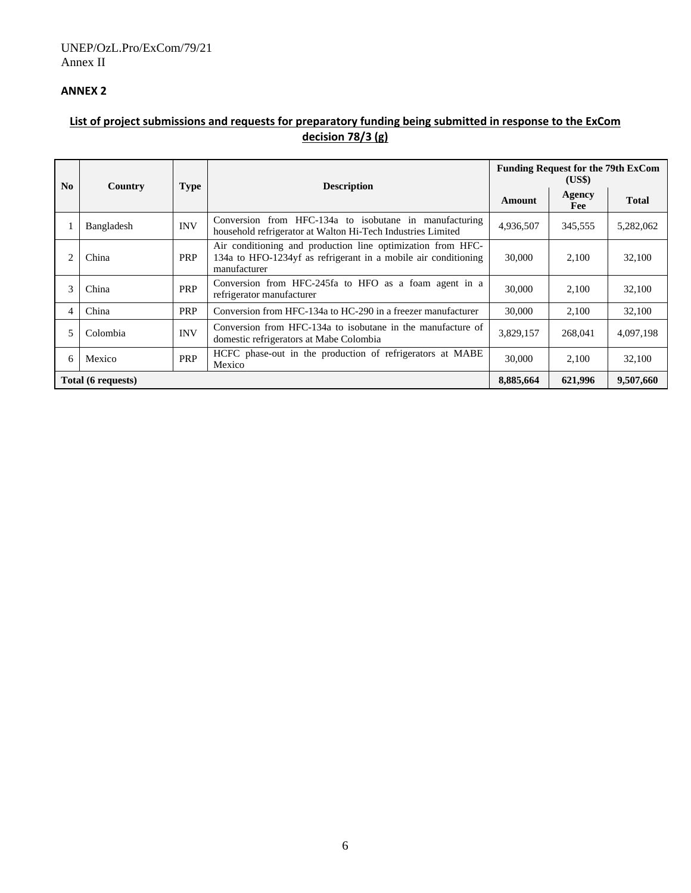## ANNEX 2

**List of project submissions and requests for preparatory funding being submitted in response to the ExCom decision 78/3 (g)**

| No | Country | Type | Description | Funding Request for the 79th ExCom (US$) | | |
|---|---|---|---|---|---|---|
| | | | | Amount | Agency Fee | Total |
| 1 | Bangladesh | INV | Conversion from HFC-134a to isobutane in manufacturing household refrigerator at Walton Hi-Tech Industries Limited | 4,936,507 | 345,555 | 5,282,062 |
| 2 | China | PRP | Air conditioning and production line optimization from HFC-134a to HFO-1234yf as refrigerant in a mobile air conditioning manufacturer | 30,000 | 2,100 | 32,100 |
| 3 | China | PRP | Conversion from HFC-245fa to HFO as a foam agent in a refrigerator manufacturer | 30,000 | 2,100 | 32,100 |
| 4 | China | PRP | Conversion from HFC-134a to HC-290 in a freezer manufacturer | 30,000 | 2,100 | 32,100 |
| 5 | Colombia | INV | Conversion from HFC-134a to isobutane in the manufacture of domestic refrigerators at Mabe Colombia | 3,829,157 | 268,041 | 4,097,198 |
| 6 | Mexico | PRP | HCFC phase-out in the production of refrigerators at MABE Mexico | 30,000 | 2,100 | 32,100 |
| **Total (6 requests)** | | | | **8,885,664** | **621,996** | **9,507,660** |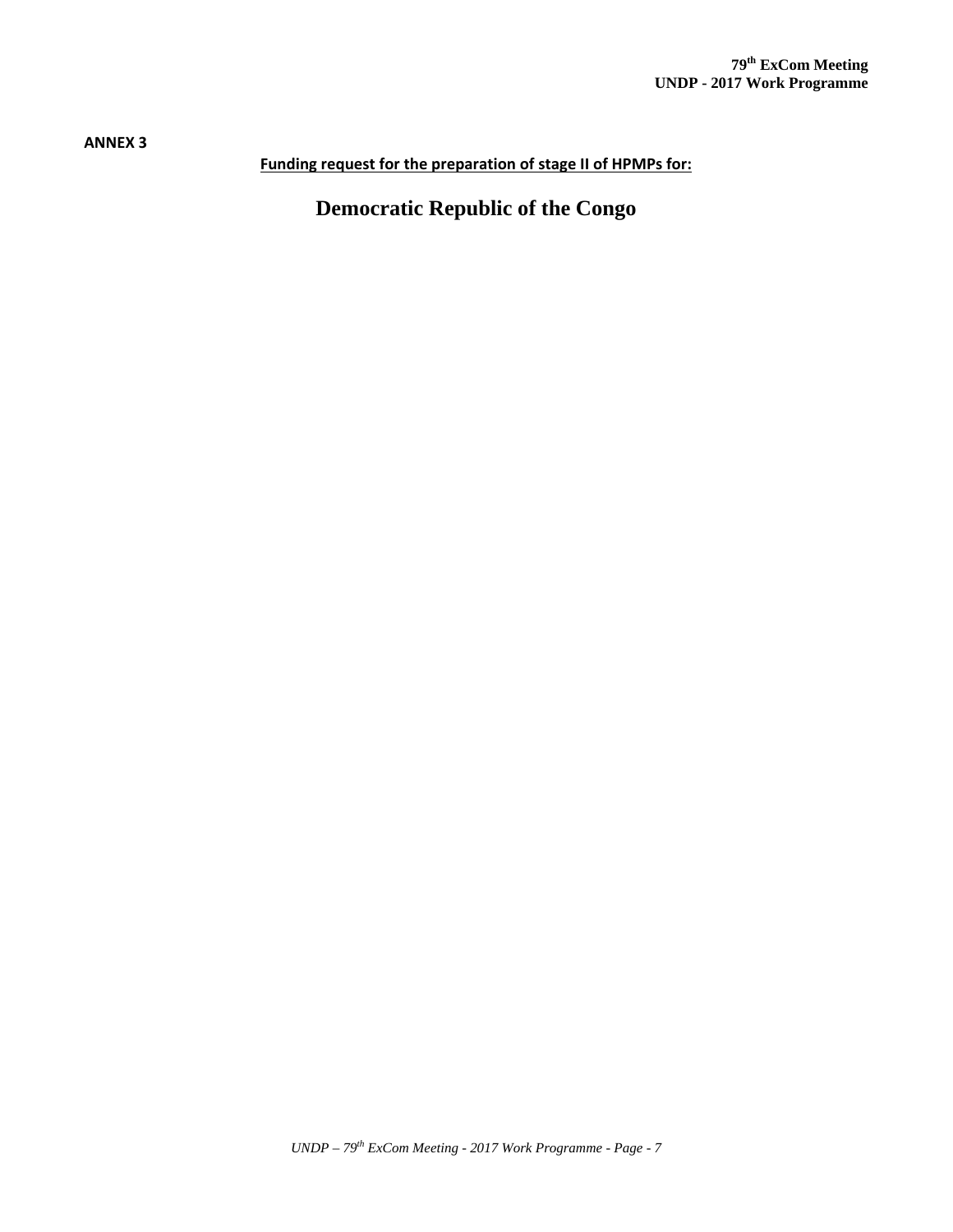**ANNEX 3**

**Funding request for the preparation of stage II of HPMPs for:**

# Democratic Republic of the Congo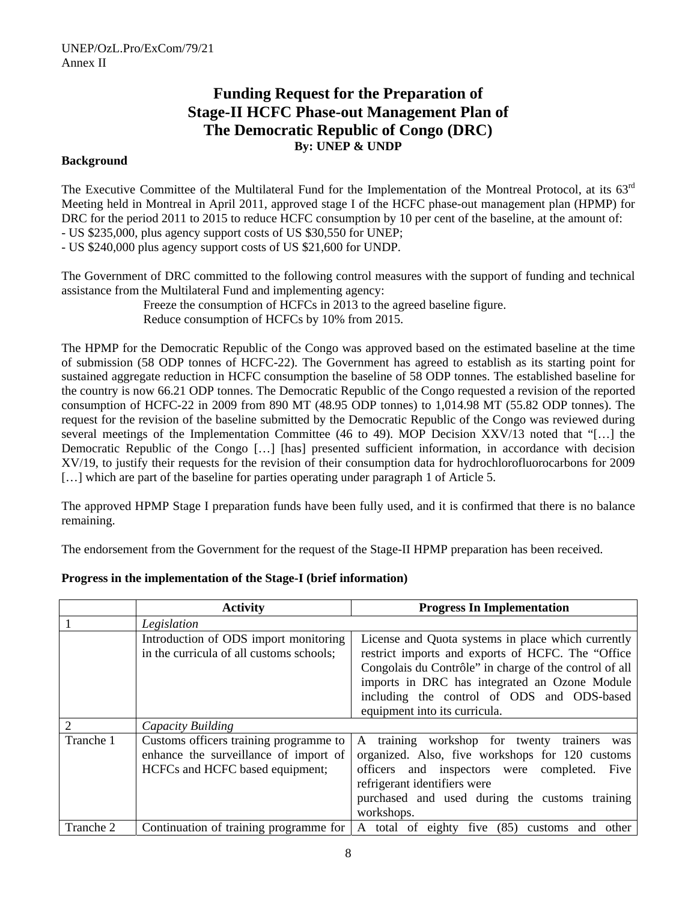# Funding Request for the Preparation of Stage-II HCFC Phase-out Management Plan of The Democratic Republic of Congo (DRC)

**By: UNEP & UNDP**

**Background**

The Executive Committee of the Multilateral Fund for the Implementation of the Montreal Protocol, at its 63rd Meeting held in Montreal in April 2011, approved stage I of the HCFC phase-out management plan (HPMP) for DRC for the period 2011 to 2015 to reduce HCFC consumption by 10 per cent of the baseline, at the amount of:
- US $235,000, plus agency support costs of US $30,550 for UNEP;
- US $240,000 plus agency support costs of US $21,600 for UNDP.

The Government of DRC committed to the following control measures with the support of funding and technical assistance from the Multilateral Fund and implementing agency:

Freeze the consumption of HCFCs in 2013 to the agreed baseline figure.
Reduce consumption of HCFCs by 10% from 2015.

The HPMP for the Democratic Republic of the Congo was approved based on the estimated baseline at the time of submission (58 ODP tonnes of HCFC-22). The Government has agreed to establish as its starting point for sustained aggregate reduction in HCFC consumption the baseline of 58 ODP tonnes. The established baseline for the country is now 66.21 ODP tonnes. The Democratic Republic of the Congo requested a revision of the reported consumption of HCFC-22 in 2009 from 890 MT (48.95 ODP tonnes) to 1,014.98 MT (55.82 ODP tonnes). The request for the revision of the baseline submitted by the Democratic Republic of the Congo was reviewed during several meetings of the Implementation Committee (46 to 49). MOP Decision XXV/13 noted that "[…] the Democratic Republic of the Congo […] [has] presented sufficient information, in accordance with decision XV/19, to justify their requests for the revision of their consumption data for hydrochlorofluorocarbons for 2009 […] which are part of the baseline for parties operating under paragraph 1 of Article 5.

The approved HPMP Stage I preparation funds have been fully used, and it is confirmed that there is no balance remaining.

The endorsement from the Government for the request of the Stage-II HPMP preparation has been received.

**Progress in the implementation of the Stage-I (brief information)**

| | Activity | Progress In Implementation |
|---|---|---|
| 1 | *Legislation* | |
| | Introduction of ODS import monitoring in the curricula of all customs schools; | License and Quota systems in place which currently restrict imports and exports of HCFC. The "Office Congolais du Contrôle" in charge of the control of all imports in DRC has integrated an Ozone Module including the control of ODS and ODS-based equipment into its curricula. |
| 2 | *Capacity Building* | |
| Tranche 1 | Customs officers training programme to enhance the surveillance of import of HCFCs and HCFC based equipment; | A training workshop for twenty trainers was organized. Also, five workshops for 120 customs officers and inspectors were completed. Five refrigerant identifiers were purchased and used during the customs training workshops. |
| Tranche 2 | Continuation of training programme for | A total of eighty five (85) customs and other |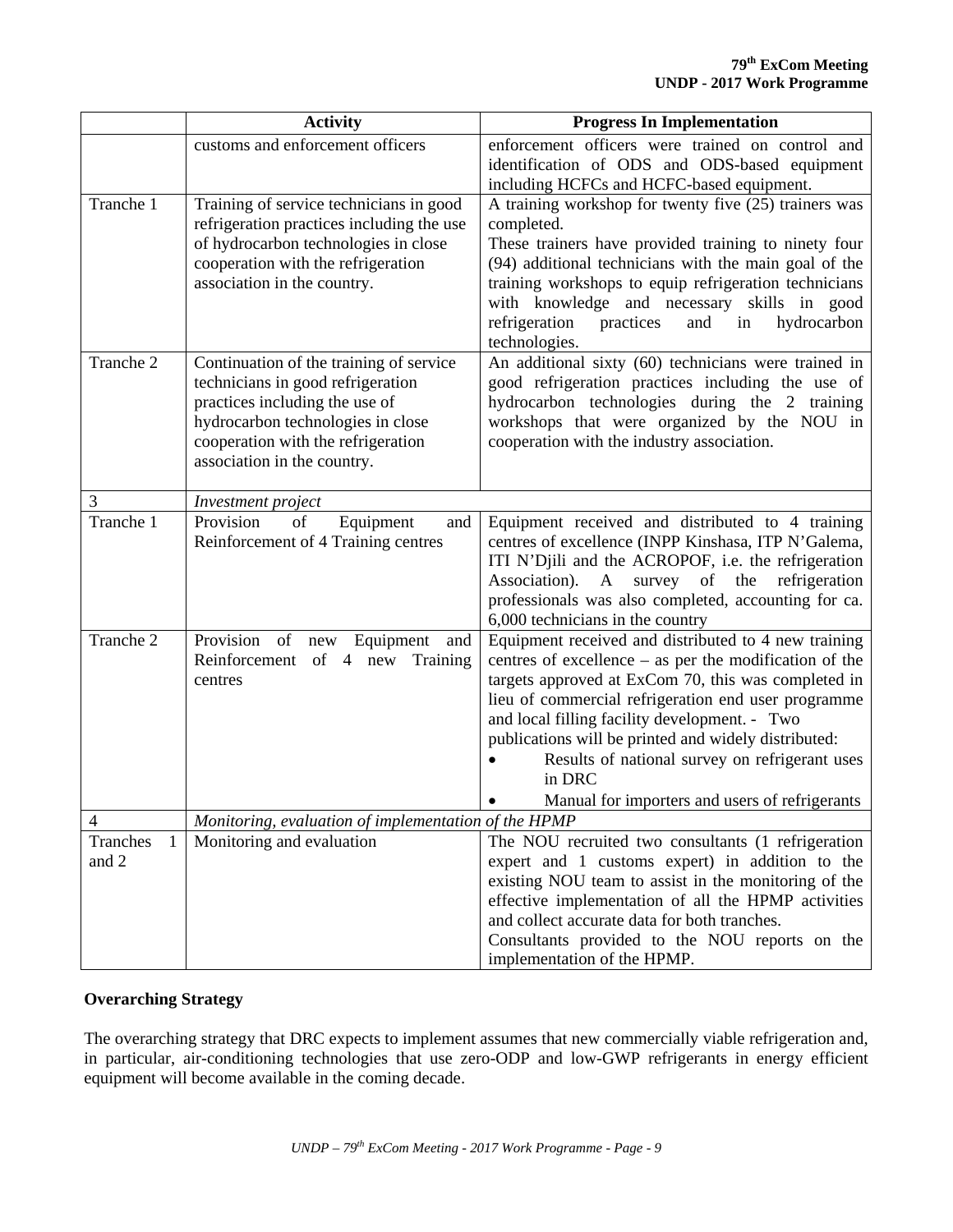| | Activity | Progress In Implementation |
|---|---|---|
| | customs and enforcement officers | enforcement officers were trained on control and identification of ODS and ODS-based equipment including HCFCs and HCFC-based equipment. |
| Tranche 1 | Training of service technicians in good refrigeration practices including the use of hydrocarbon technologies in close cooperation with the refrigeration association in the country. | A training workshop for twenty five (25) trainers was completed.<br>These trainers have provided training to ninety four (94) additional technicians with the main goal of the training workshops to equip refrigeration technicians with knowledge and necessary skills in good refrigeration practices and in hydrocarbon technologies. |
| Tranche 2 | Continuation of the training of service technicians in good refrigeration practices including the use of hydrocarbon technologies in close cooperation with the refrigeration association in the country. | An additional sixty (60) technicians were trained in good refrigeration practices including the use of hydrocarbon technologies during the 2 training workshops that were organized by the NOU in cooperation with the industry association. |
| 3 | *Investment project* | |
| Tranche 1 | Provision of Equipment and Reinforcement of 4 Training centres | Equipment received and distributed to 4 training centres of excellence (INPP Kinshasa, ITP N'Galema, ITI N'Djili and the ACROPOF, i.e. the refrigeration Association). A survey of the refrigeration professionals was also completed, accounting for ca. 6,000 technicians in the country |
| Tranche 2 | Provision of new Equipment and Reinforcement of 4 new Training centres | Equipment received and distributed to 4 new training centres of excellence – as per the modification of the targets approved at ExCom 70, this was completed in lieu of commercial refrigeration end user programme and local filling facility development. - Two publications will be printed and widely distributed:<br>• Results of national survey on refrigerant uses in DRC<br>• Manual for importers and users of refrigerants |
| 4 | *Monitoring, evaluation of implementation of the HPMP* | |
| Tranches 1 and 2 | Monitoring and evaluation | The NOU recruited two consultants (1 refrigeration expert and 1 customs expert) in addition to the existing NOU team to assist in the monitoring of the effective implementation of all the HPMP activities and collect accurate data for both tranches.<br>Consultants provided to the NOU reports on the implementation of the HPMP. |

**Overarching Strategy**

The overarching strategy that DRC expects to implement assumes that new commercially viable refrigeration and, in particular, air-conditioning technologies that use zero-ODP and low-GWP refrigerants in energy efficient equipment will become available in the coming decade.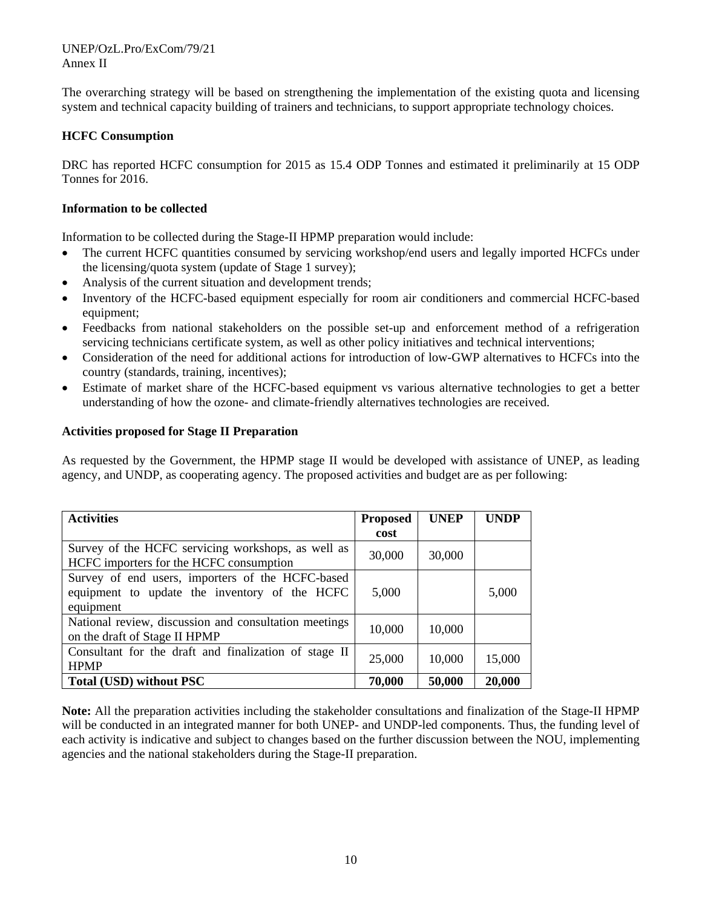The overarching strategy will be based on strengthening the implementation of the existing quota and licensing system and technical capacity building of trainers and technicians, to support appropriate technology choices.

**HCFC Consumption**

DRC has reported HCFC consumption for 2015 as 15.4 ODP Tonnes and estimated it preliminarily at 15 ODP Tonnes for 2016.

**Information to be collected**

Information to be collected during the Stage-II HPMP preparation would include:

- The current HCFC quantities consumed by servicing workshop/end users and legally imported HCFCs under the licensing/quota system (update of Stage 1 survey);
- Analysis of the current situation and development trends;
- Inventory of the HCFC-based equipment especially for room air conditioners and commercial HCFC-based equipment;
- Feedbacks from national stakeholders on the possible set-up and enforcement method of a refrigeration servicing technicians certificate system, as well as other policy initiatives and technical interventions;
- Consideration of the need for additional actions for introduction of low-GWP alternatives to HCFCs into the country (standards, training, incentives);
- Estimate of market share of the HCFC-based equipment vs various alternative technologies to get a better understanding of how the ozone- and climate-friendly alternatives technologies are received.

**Activities proposed for Stage II Preparation**

As requested by the Government, the HPMP stage II would be developed with assistance of UNEP, as leading agency, and UNDP, as cooperating agency. The proposed activities and budget are as per following:

| Activities | Proposed cost | UNEP | UNDP |
|---|---|---|---|
| Survey of the HCFC servicing workshops, as well as HCFC importers for the HCFC consumption | 30,000 | 30,000 | |
| Survey of end users, importers of the HCFC-based equipment to update the inventory of the HCFC equipment | 5,000 | | 5,000 |
| National review, discussion and consultation meetings on the draft of Stage II HPMP | 10,000 | 10,000 | |
| Consultant for the draft and finalization of stage II HPMP | 25,000 | 10,000 | 15,000 |
| **Total (USD) without PSC** | **70,000** | **50,000** | **20,000** |

**Note:** All the preparation activities including the stakeholder consultations and finalization of the Stage-II HPMP will be conducted in an integrated manner for both UNEP- and UNDP-led components. Thus, the funding level of each activity is indicative and subject to changes based on the further discussion between the NOU, implementing agencies and the national stakeholders during the Stage-II preparation.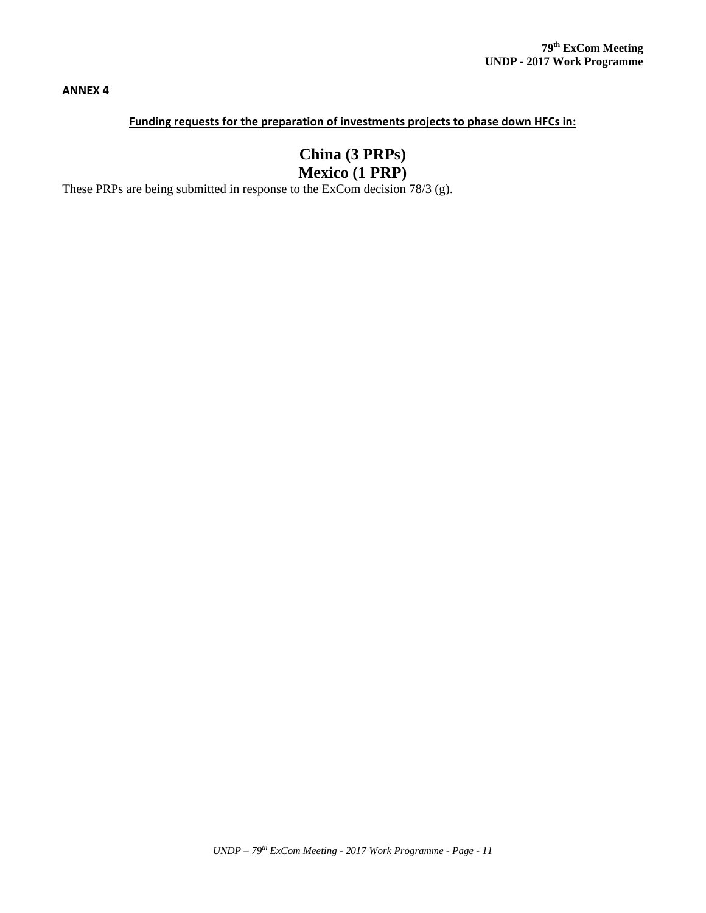**ANNEX 4**

**Funding requests for the preparation of investments projects to phase down HFCs in:**

# China (3 PRPs)
# Mexico (1 PRP)

These PRPs are being submitted in response to the ExCom decision 78/3 (g).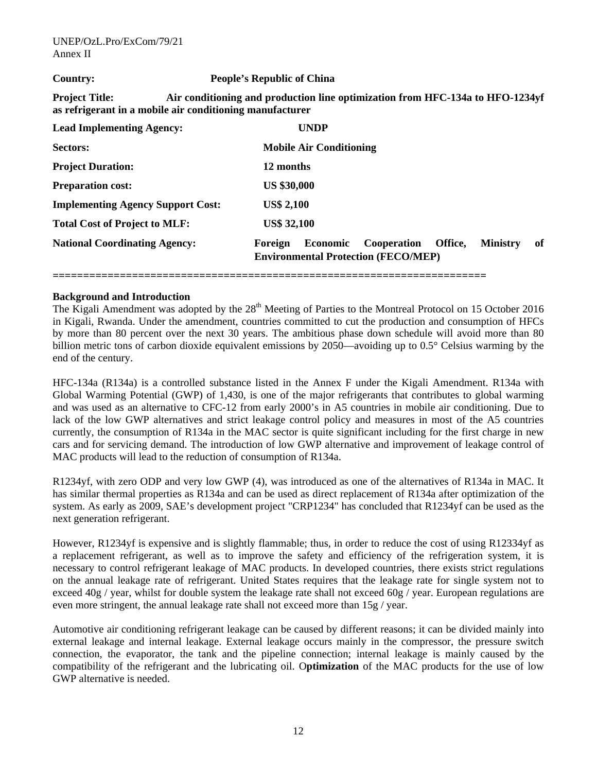**Country:** **People's Republic of China**

**Project Title:** **Air conditioning and production line optimization from HFC-134a to HFO-1234yf as refrigerant in a mobile air conditioning manufacturer**

| | |
|---|---|
| **Lead Implementing Agency:** | **UNDP** |
| **Sectors:** | **Mobile Air Conditioning** |
| **Project Duration:** | **12 months** |
| **Preparation cost:** | **US $30,000** |
| **Implementing Agency Support Cost:** | **US$ 2,100** |
| **Total Cost of Project to MLF:** | **US$ 32,100** |
| **National Coordinating Agency:** | **Foreign Economic Cooperation Office, Ministry of Environmental Protection (FECO/MEP)** |

==================================================================

**Background and Introduction**

The Kigali Amendment was adopted by the 28th Meeting of Parties to the Montreal Protocol on 15 October 2016 in Kigali, Rwanda. Under the amendment, countries committed to cut the production and consumption of HFCs by more than 80 percent over the next 30 years. The ambitious phase down schedule will avoid more than 80 billion metric tons of carbon dioxide equivalent emissions by 2050—avoiding up to 0.5° Celsius warming by the end of the century.

HFC-134a (R134a) is a controlled substance listed in the Annex F under the Kigali Amendment. R134a with Global Warming Potential (GWP) of 1,430, is one of the major refrigerants that contributes to global warming and was used as an alternative to CFC-12 from early 2000's in A5 countries in mobile air conditioning. Due to lack of the low GWP alternatives and strict leakage control policy and measures in most of the A5 countries currently, the consumption of R134a in the MAC sector is quite significant including for the first charge in new cars and for servicing demand. The introduction of low GWP alternative and improvement of leakage control of MAC products will lead to the reduction of consumption of R134a.

R1234yf, with zero ODP and very low GWP (4), was introduced as one of the alternatives of R134a in MAC. It has similar thermal properties as R134a and can be used as direct replacement of R134a after optimization of the system. As early as 2009, SAE's development project "CRP1234" has concluded that R1234yf can be used as the next generation refrigerant.

However, R1234yf is expensive and is slightly flammable; thus, in order to reduce the cost of using R12334yf as a replacement refrigerant, as well as to improve the safety and efficiency of the refrigeration system, it is necessary to control refrigerant leakage of MAC products. In developed countries, there exists strict regulations on the annual leakage rate of refrigerant. United States requires that the leakage rate for single system not to exceed 40g / year, whilst for double system the leakage rate shall not exceed 60g / year. European regulations are even more stringent, the annual leakage rate shall not exceed more than 15g / year.

Automotive air conditioning refrigerant leakage can be caused by different reasons; it can be divided mainly into external leakage and internal leakage. External leakage occurs mainly in the compressor, the pressure switch connection, the evaporator, the tank and the pipeline connection; internal leakage is mainly caused by the compatibility of the refrigerant and the lubricating oil. O**ptimization** of the MAC products for the use of low GWP alternative is needed.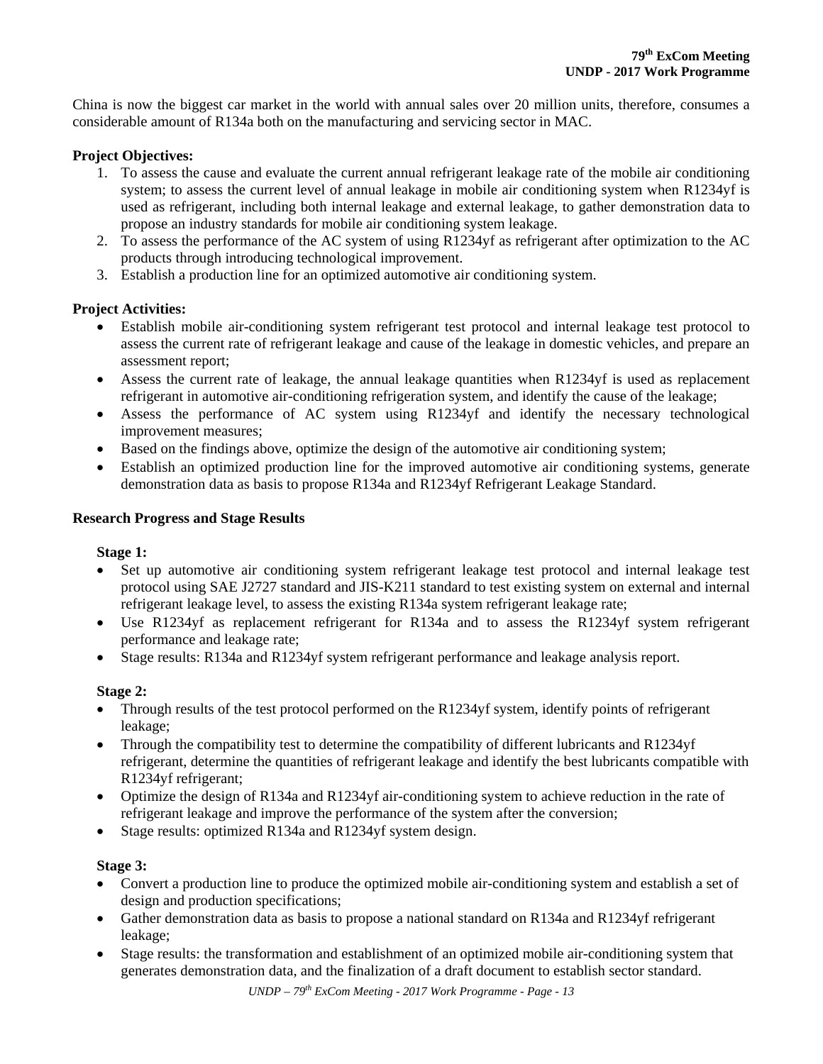China is now the biggest car market in the world with annual sales over 20 million units, therefore, consumes a considerable amount of R134a both on the manufacturing and servicing sector in MAC.

**Project Objectives:**

1. To assess the cause and evaluate the current annual refrigerant leakage rate of the mobile air conditioning system; to assess the current level of annual leakage in mobile air conditioning system when R1234yf is used as refrigerant, including both internal leakage and external leakage, to gather demonstration data to propose an industry standards for mobile air conditioning system leakage.
2. To assess the performance of the AC system of using R1234yf as refrigerant after optimization to the AC products through introducing technological improvement.
3. Establish a production line for an optimized automotive air conditioning system.

**Project Activities:**

- Establish mobile air-conditioning system refrigerant test protocol and internal leakage test protocol to assess the current rate of refrigerant leakage and cause of the leakage in domestic vehicles, and prepare an assessment report;
- Assess the current rate of leakage, the annual leakage quantities when R1234yf is used as replacement refrigerant in automotive air-conditioning refrigeration system, and identify the cause of the leakage;
- Assess the performance of AC system using R1234yf and identify the necessary technological improvement measures;
- Based on the findings above, optimize the design of the automotive air conditioning system;
- Establish an optimized production line for the improved automotive air conditioning systems, generate demonstration data as basis to propose R134a and R1234yf Refrigerant Leakage Standard.

**Research Progress and Stage Results**

**Stage 1:**

- Set up automotive air conditioning system refrigerant leakage test protocol and internal leakage test protocol using SAE J2727 standard and JIS-K211 standard to test existing system on external and internal refrigerant leakage level, to assess the existing R134a system refrigerant leakage rate;
- Use R1234yf as replacement refrigerant for R134a and to assess the R1234yf system refrigerant performance and leakage rate;
- Stage results: R134a and R1234yf system refrigerant performance and leakage analysis report.

**Stage 2:**

- Through results of the test protocol performed on the R1234yf system, identify points of refrigerant leakage;
- Through the compatibility test to determine the compatibility of different lubricants and R1234yf refrigerant, determine the quantities of refrigerant leakage and identify the best lubricants compatible with R1234yf refrigerant;
- Optimize the design of R134a and R1234yf air-conditioning system to achieve reduction in the rate of refrigerant leakage and improve the performance of the system after the conversion;
- Stage results: optimized R134a and R1234yf system design.

**Stage 3:**

- Convert a production line to produce the optimized mobile air-conditioning system and establish a set of design and production specifications;
- Gather demonstration data as basis to propose a national standard on R134a and R1234yf refrigerant leakage;
- Stage results: the transformation and establishment of an optimized mobile air-conditioning system that generates demonstration data, and the finalization of a draft document to establish sector standard.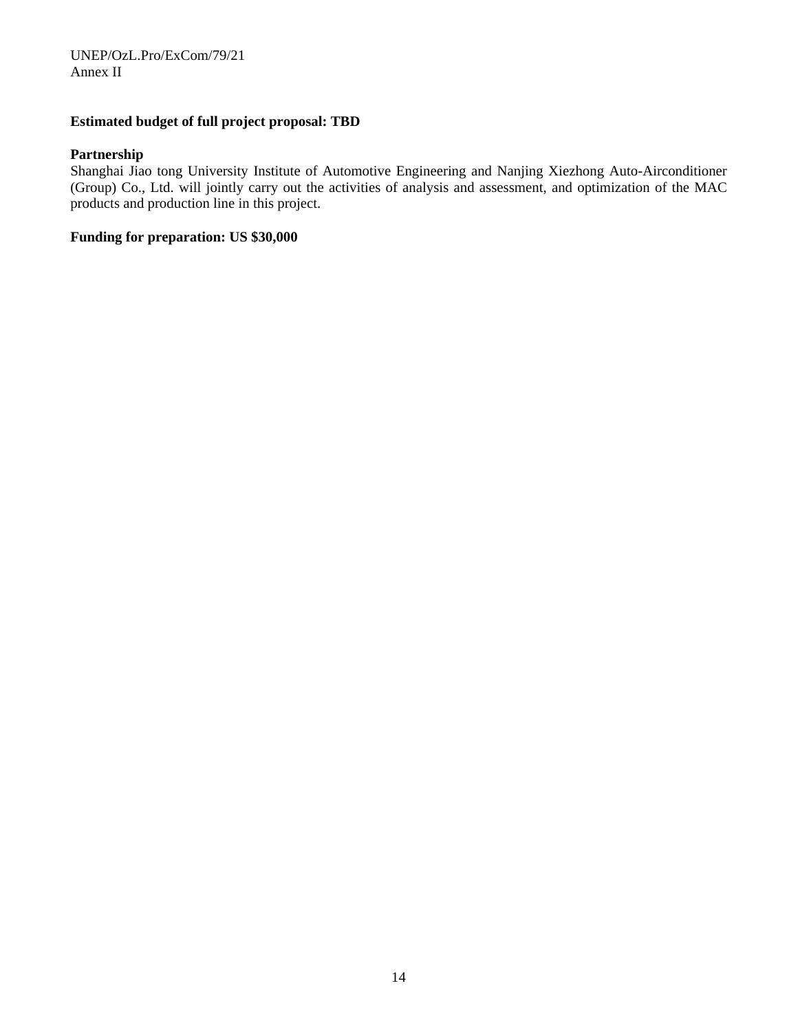**Estimated budget of full project proposal: TBD**

**Partnership**

Shanghai Jiao tong University Institute of Automotive Engineering and Nanjing Xiezhong Auto-Airconditioner (Group) Co., Ltd. will jointly carry out the activities of analysis and assessment, and optimization of the MAC products and production line in this project.

**Funding for preparation: US $30,000**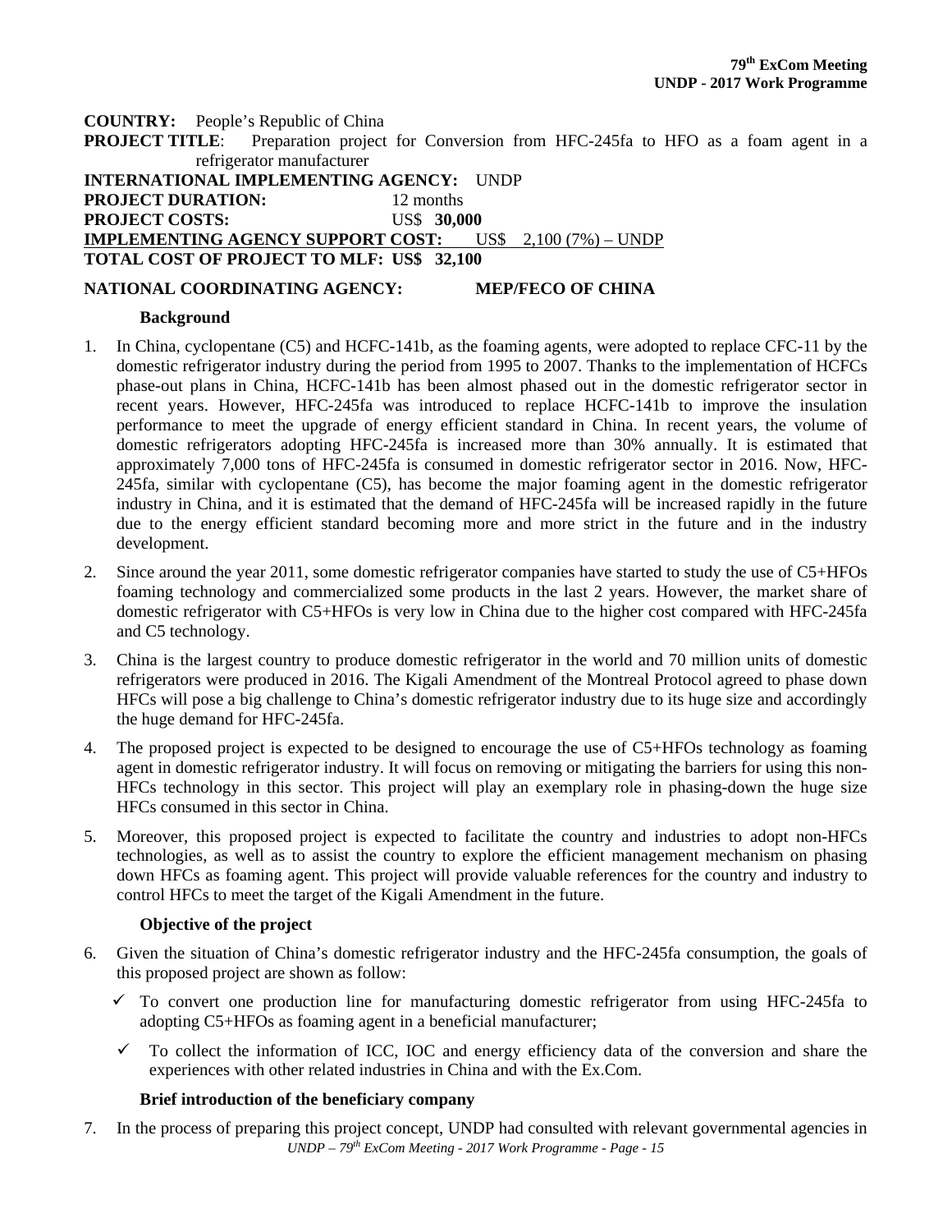**COUNTRY:** People's Republic of China

**PROJECT TITLE**: Preparation project for Conversion from HFC-245fa to HFO as a foam agent in a refrigerator manufacturer

**INTERNATIONAL IMPLEMENTING AGENCY:** UNDP

**PROJECT DURATION:** 12 months

**PROJECT COSTS:** US$ **30,000**

**IMPLEMENTING AGENCY SUPPORT COST:** US$ 2,100 (7%) – UNDP

**TOTAL COST OF PROJECT TO MLF: US$ 32,100**

**NATIONAL COORDINATING AGENCY: MEP/FECO OF CHINA**

**Background**

1. In China, cyclopentane (C5) and HCFC-141b, as the foaming agents, were adopted to replace CFC-11 by the domestic refrigerator industry during the period from 1995 to 2007. Thanks to the implementation of HCFCs phase-out plans in China, HCFC-141b has been almost phased out in the domestic refrigerator sector in recent years. However, HFC-245fa was introduced to replace HCFC-141b to improve the insulation performance to meet the upgrade of energy efficient standard in China. In recent years, the volume of domestic refrigerators adopting HFC-245fa is increased more than 30% annually. It is estimated that approximately 7,000 tons of HFC-245fa is consumed in domestic refrigerator sector in 2016. Now, HFC-245fa, similar with cyclopentane (C5), has become the major foaming agent in the domestic refrigerator industry in China, and it is estimated that the demand of HFC-245fa will be increased rapidly in the future due to the energy efficient standard becoming more and more strict in the future and in the industry development.

2. Since around the year 2011, some domestic refrigerator companies have started to study the use of C5+HFOs foaming technology and commercialized some products in the last 2 years. However, the market share of domestic refrigerator with C5+HFOs is very low in China due to the higher cost compared with HFC-245fa and C5 technology.

3. China is the largest country to produce domestic refrigerator in the world and 70 million units of domestic refrigerators were produced in 2016. The Kigali Amendment of the Montreal Protocol agreed to phase down HFCs will pose a big challenge to China's domestic refrigerator industry due to its huge size and accordingly the huge demand for HFC-245fa.

4. The proposed project is expected to be designed to encourage the use of C5+HFOs technology as foaming agent in domestic refrigerator industry. It will focus on removing or mitigating the barriers for using this non-HFCs technology in this sector. This project will play an exemplary role in phasing-down the huge size HFCs consumed in this sector in China.

5. Moreover, this proposed project is expected to facilitate the country and industries to adopt non-HFCs technologies, as well as to assist the country to explore the efficient management mechanism on phasing down HFCs as foaming agent. This project will provide valuable references for the country and industry to control HFCs to meet the target of the Kigali Amendment in the future.

**Objective of the project**

6. Given the situation of China's domestic refrigerator industry and the HFC-245fa consumption, the goals of this proposed project are shown as follow:

   - ✓ To convert one production line for manufacturing domestic refrigerator from using HFC-245fa to adopting C5+HFOs as foaming agent in a beneficial manufacturer;
   - ✓ To collect the information of ICC, IOC and energy efficiency data of the conversion and share the experiences with other related industries in China and with the Ex.Com.

**Brief introduction of the beneficiary company**

7. In the process of preparing this project concept, UNDP had consulted with relevant governmental agencies in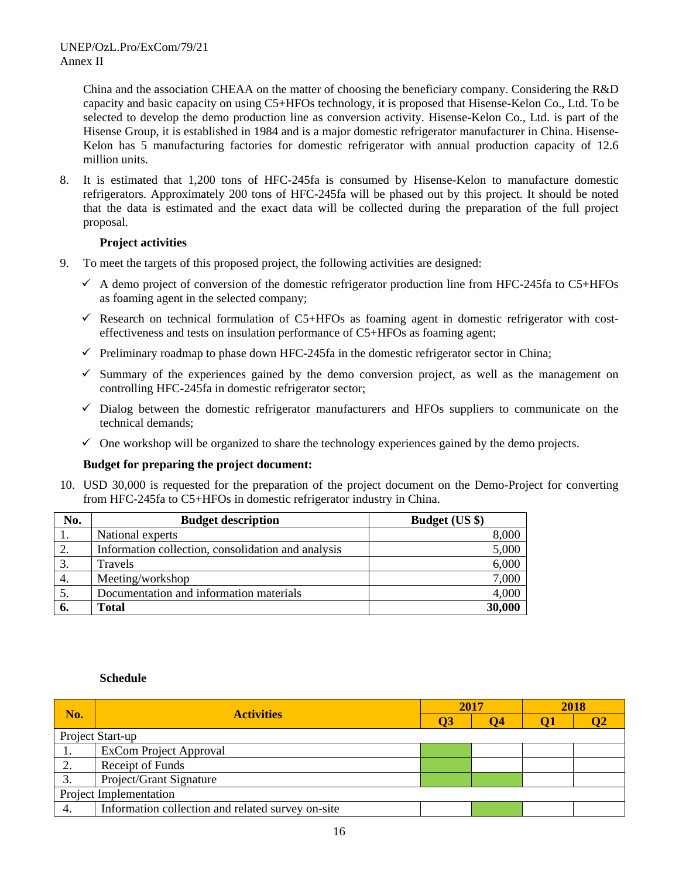China and the association CHEAA on the matter of choosing the beneficiary company. Considering the R&D capacity and basic capacity on using C5+HFOs technology, it is proposed that Hisense-Kelon Co., Ltd. To be selected to develop the demo production line as conversion activity. Hisense-Kelon Co., Ltd. is part of the Hisense Group, it is established in 1984 and is a major domestic refrigerator manufacturer in China. Hisense-Kelon has 5 manufacturing factories for domestic refrigerator with annual production capacity of 12.6 million units.

8. It is estimated that 1,200 tons of HFC-245fa is consumed by Hisense-Kelon to manufacture domestic refrigerators. Approximately 200 tons of HFC-245fa will be phased out by this project. It should be noted that the data is estimated and the exact data will be collected during the preparation of the full project proposal.

**Project activities**

9. To meet the targets of this proposed project, the following activities are designed:

- ✓ A demo project of conversion of the domestic refrigerator production line from HFC-245fa to C5+HFOs as foaming agent in the selected company;
- ✓ Research on technical formulation of C5+HFOs as foaming agent in domestic refrigerator with cost-effectiveness and tests on insulation performance of C5+HFOs as foaming agent;
- ✓ Preliminary roadmap to phase down HFC-245fa in the domestic refrigerator sector in China;
- ✓ Summary of the experiences gained by the demo conversion project, as well as the management on controlling HFC-245fa in domestic refrigerator sector;
- ✓ Dialog between the domestic refrigerator manufacturers and HFOs suppliers to communicate on the technical demands;
- ✓ One workshop will be organized to share the technology experiences gained by the demo projects.

**Budget for preparing the project document:**

10. USD 30,000 is requested for the preparation of the project document on the Demo-Project for converting from HFC-245fa to C5+HFOs in domestic refrigerator industry in China.

| No. | Budget description | Budget (US $) |
|---|---|---|
| 1. | National experts | 8,000 |
| 2. | Information collection, consolidation and analysis | 5,000 |
| 3. | Travels | 6,000 |
| 4. | Meeting/workshop | 7,000 |
| 5. | Documentation and information materials | 4,000 |
| **6.** | **Total** | **30,000** |

**Schedule**

| No. | Activities | 2017 | | 2018 | |
|---|---|---|---|---|---|
| | | Q3 | Q4 | Q1 | Q2 |
| Project Start-up | | | | | |
| 1. | ExCom Project Approval | ■ | | | |
| 2. | Receipt of Funds | ■ | | | |
| 3. | Project/Grant Signature | ■ | ■ | | |
| Project Implementation | | | | | |
| 4. | Information collection and related survey on-site | | ■ | | |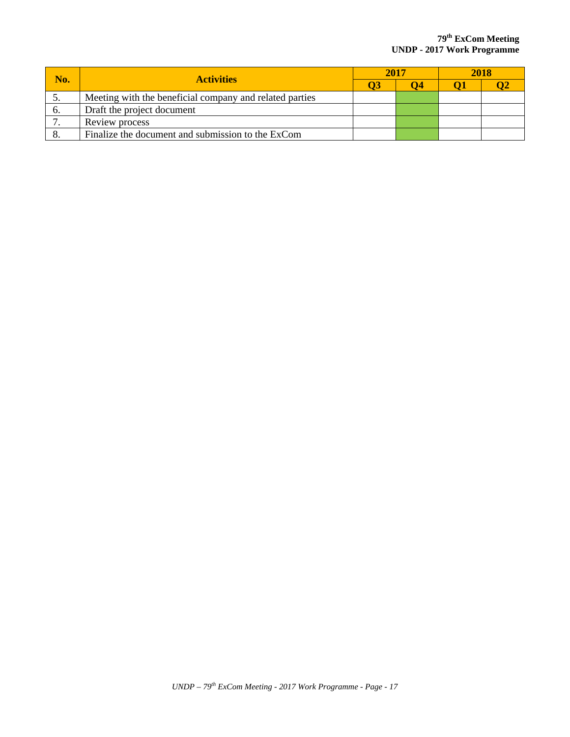| No. | Activities | 2017 | | 2018 | |
|---|---|---|---|---|---|
| | | Q3 | Q4 | Q1 | Q2 |
| 5. | Meeting with the beneficial company and related parties | | ■ | | |
| 6. | Draft the project document | | ■ | | |
| 7. | Review process | | ■ | | |
| 8. | Finalize the document and submission to the ExCom | | ■ | | |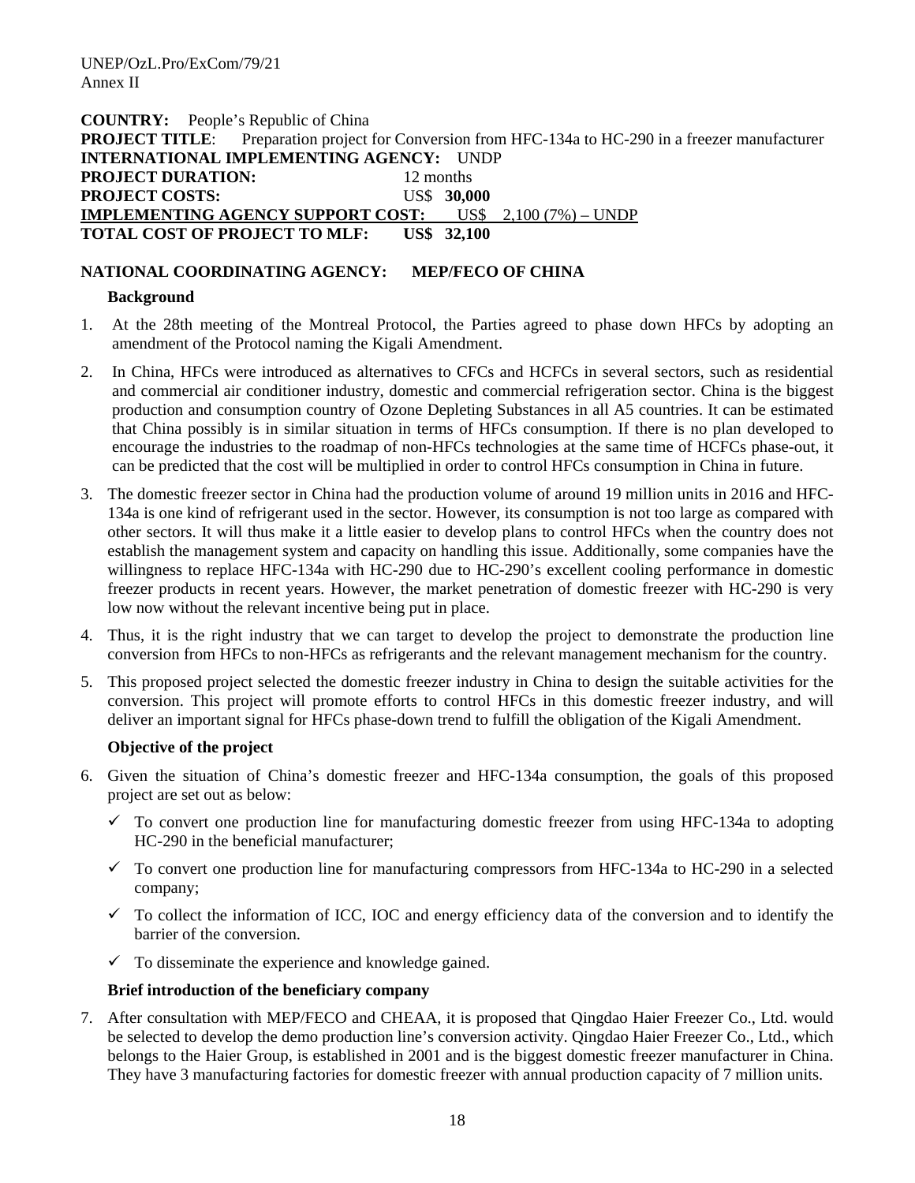**COUNTRY:** People's Republic of China
**PROJECT TITLE**: Preparation project for Conversion from HFC-134a to HC-290 in a freezer manufacturer
**INTERNATIONAL IMPLEMENTING AGENCY:** UNDP
**PROJECT DURATION:** 12 months
**PROJECT COSTS:** US$ **30,000**
**IMPLEMENTING AGENCY SUPPORT COST:** US$ 2,100 (7%) – UNDP
**TOTAL COST OF PROJECT TO MLF:** **US$ 32,100**

**NATIONAL COORDINATING AGENCY: MEP/FECO OF CHINA**

**Background**

1. At the 28th meeting of the Montreal Protocol, the Parties agreed to phase down HFCs by adopting an amendment of the Protocol naming the Kigali Amendment.

2. In China, HFCs were introduced as alternatives to CFCs and HCFCs in several sectors, such as residential and commercial air conditioner industry, domestic and commercial refrigeration sector. China is the biggest production and consumption country of Ozone Depleting Substances in all A5 countries. It can be estimated that China possibly is in similar situation in terms of HFCs consumption. If there is no plan developed to encourage the industries to the roadmap of non-HFCs technologies at the same time of HCFCs phase-out, it can be predicted that the cost will be multiplied in order to control HFCs consumption in China in future.

3. The domestic freezer sector in China had the production volume of around 19 million units in 2016 and HFC-134a is one kind of refrigerant used in the sector. However, its consumption is not too large as compared with other sectors. It will thus make it a little easier to develop plans to control HFCs when the country does not establish the management system and capacity on handling this issue. Additionally, some companies have the willingness to replace HFC-134a with HC-290 due to HC-290's excellent cooling performance in domestic freezer products in recent years. However, the market penetration of domestic freezer with HC-290 is very low now without the relevant incentive being put in place.

4. Thus, it is the right industry that we can target to develop the project to demonstrate the production line conversion from HFCs to non-HFCs as refrigerants and the relevant management mechanism for the country.

5. This proposed project selected the domestic freezer industry in China to design the suitable activities for the conversion. This project will promote efforts to control HFCs in this domestic freezer industry, and will deliver an important signal for HFCs phase-down trend to fulfill the obligation of the Kigali Amendment.

**Objective of the project**

6. Given the situation of China's domestic freezer and HFC-134a consumption, the goals of this proposed project are set out as below:

   - ✓ To convert one production line for manufacturing domestic freezer from using HFC-134a to adopting HC-290 in the beneficial manufacturer;
   - ✓ To convert one production line for manufacturing compressors from HFC-134a to HC-290 in a selected company;
   - ✓ To collect the information of ICC, IOC and energy efficiency data of the conversion and to identify the barrier of the conversion.
   - ✓ To disseminate the experience and knowledge gained.

**Brief introduction of the beneficiary company**

7. After consultation with MEP/FECO and CHEAA, it is proposed that Qingdao Haier Freezer Co., Ltd. would be selected to develop the demo production line's conversion activity. Qingdao Haier Freezer Co., Ltd., which belongs to the Haier Group, is established in 2001 and is the biggest domestic freezer manufacturer in China. They have 3 manufacturing factories for domestic freezer with annual production capacity of 7 million units.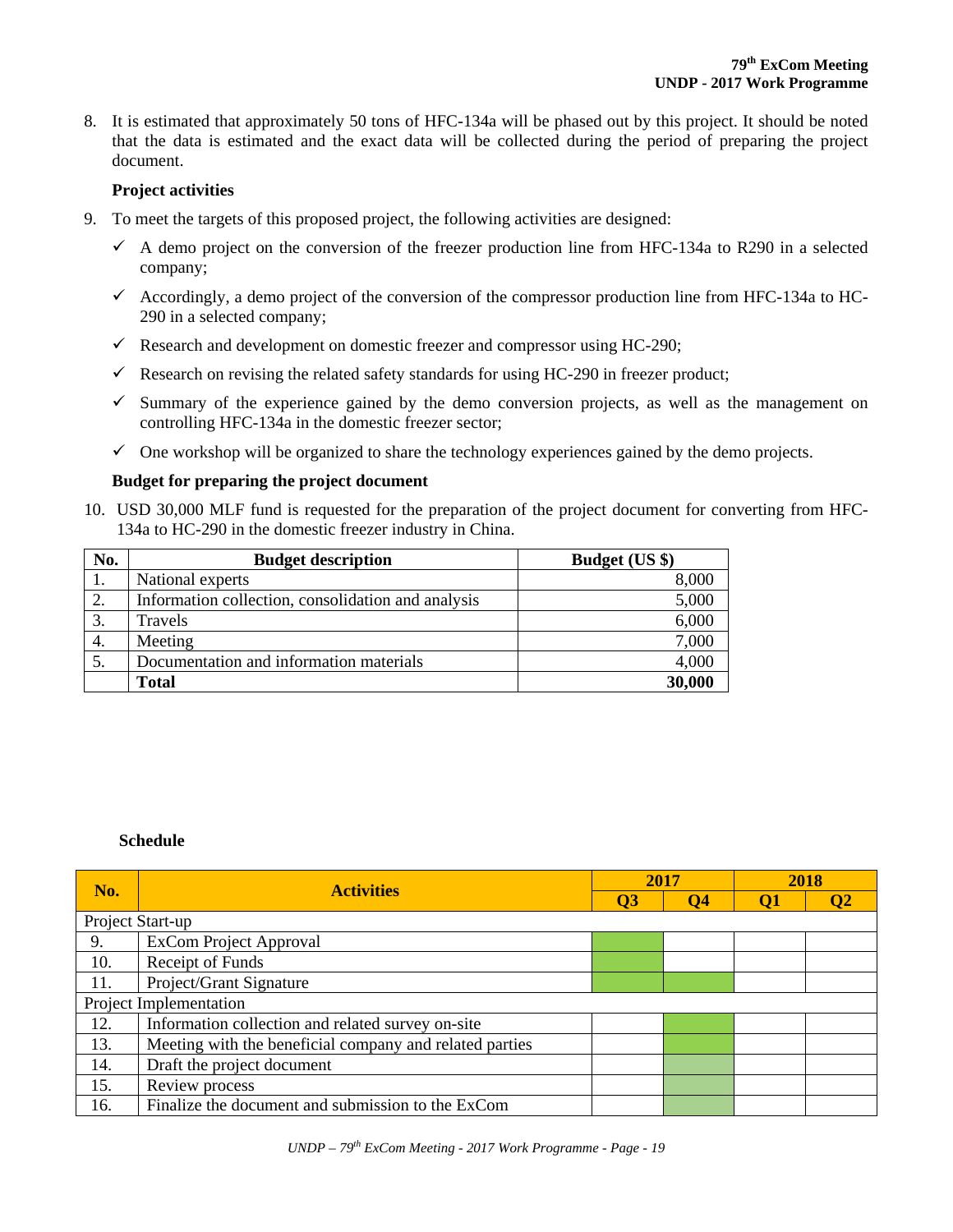8. It is estimated that approximately 50 tons of HFC-134a will be phased out by this project. It should be noted that the data is estimated and the exact data will be collected during the period of preparing the project document.

**Project activities**

9. To meet the targets of this proposed project, the following activities are designed:
   - ✓ A demo project on the conversion of the freezer production line from HFC-134a to R290 in a selected company;
   - ✓ Accordingly, a demo project of the conversion of the compressor production line from HFC-134a to HC-290 in a selected company;
   - ✓ Research and development on domestic freezer and compressor using HC-290;
   - ✓ Research on revising the related safety standards for using HC-290 in freezer product;
   - ✓ Summary of the experience gained by the demo conversion projects, as well as the management on controlling HFC-134a in the domestic freezer sector;
   - ✓ One workshop will be organized to share the technology experiences gained by the demo projects.

**Budget for preparing the project document**

10. USD 30,000 MLF fund is requested for the preparation of the project document for converting from HFC-134a to HC-290 in the domestic freezer industry in China.

| No. | Budget description | Budget (US $) |
|---|---|---|
| 1. | National experts | 8,000 |
| 2. | Information collection, consolidation and analysis | 5,000 |
| 3. | Travels | 6,000 |
| 4. | Meeting | 7,000 |
| 5. | Documentation and information materials | 4,000 |
| | **Total** | **30,000** |

**Schedule**

| No. | Activities | 2017 | | 2018 | |
|---|---|---|---|---|---|
| | | Q3 | Q4 | Q1 | Q2 |
| Project Start-up | | | | | |
| 9. | ExCom Project Approval | ■ | | | |
| 10. | Receipt of Funds | ■ | | | |
| 11. | Project/Grant Signature | ■ | ■ | | |
| Project Implementation | | | | | |
| 12. | Information collection and related survey on-site | | ■ | | |
| 13. | Meeting with the beneficial company and related parties | | ■ | | |
| 14. | Draft the project document | | ■ | | |
| 15. | Review process | | ■ | | |
| 16. | Finalize the document and submission to the ExCom | | ■ | | |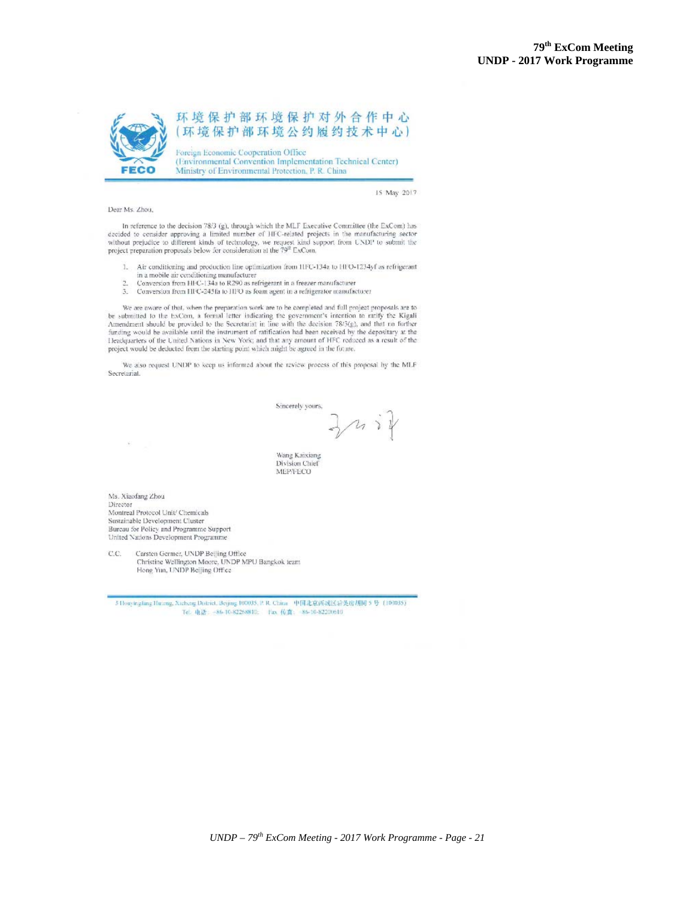环境保护部环境保护对外合作中心
（环境保护部环境公约履约技术中心）

Foreign Economic Cooperation Office
(Environmental Convention Implementation Technical Center)
Ministry of Environmental Protection, P. R. China

15 May 2017

Dear Ms. Zhou,

In reference to the decision 78/3 (g), through which the MLF Executive Committee (the ExCom) has decided to consider approving a limited number of HFC-related projects in the manufacturing sector without prejudice to different kinds of technology, we request kind support from UNDP to submit the project preparation proposals below for consideration at the 79th ExCom.

1. Air conditioning and production line optimization from HFC-134a to HFO-1234yf as refrigerant in a mobile air conditioning manufacturer
2. Conversion from HFC-134a to R290 as refrigerant in a freezer manufacturer
3. Conversion from HFC-245fa to HFO as foam agent in a refrigerator manufacturer

We are aware of that, when the preparation work are to be completed and full project proposals are to be submitted to the ExCom, a formal letter indicating the government's intention to ratify the Kigali Amendment should be provided to the Secretariat in line with the decision 78/3(g), and that no further funding would be available until the instrument of ratification had been received by the depositary at the Headquarters of the United Nations in New York; and that any amount of HFC reduced as a result of the project would be deducted from the starting point which might be agreed in the future.

We also request UNDP to keep us informed about the review process of this proposal by the MLF Secretariat.

Sincerely yours,

Wang Kaixiang
Division Chief
MEP/FECO

Ms. Xiaofang Zhou
Director
Montreal Protocol Unit/ Chemicals
Sustainable Development Cluster
Bureau for Policy and Programme Support
United Nations Development Programme

C.C. Carsten Germer, UNDP Beijing Office
Christine Wellington Moore, UNDP MPU Bangkok team
Hong Yin, UNDP Beijing Office

5 Houyingfang Hutong, Xicheng District, Beijing 100035, P. R. China 中国北京西城区后英房胡同 5 号（100035）
Tel. 电话：+86-10-82268810; Fax 传真：+86-10-82200610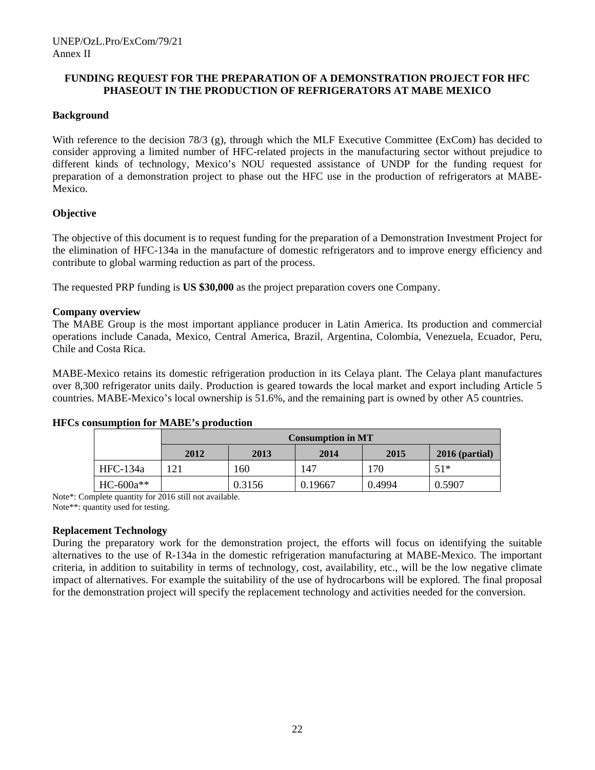**FUNDING REQUEST FOR THE PREPARATION OF A DEMONSTRATION PROJECT FOR HFC PHASEOUT IN THE PRODUCTION OF REFRIGERATORS AT MABE MEXICO**

**Background**

With reference to the decision 78/3 (g), through which the MLF Executive Committee (ExCom) has decided to consider approving a limited number of HFC-related projects in the manufacturing sector without prejudice to different kinds of technology, Mexico's NOU requested assistance of UNDP for the funding request for preparation of a demonstration project to phase out the HFC use in the production of refrigerators at MABE-Mexico.

**Objective**

The objective of this document is to request funding for the preparation of a Demonstration Investment Project for the elimination of HFC-134a in the manufacture of domestic refrigerators and to improve energy efficiency and contribute to global warming reduction as part of the process.

The requested PRP funding is **US $30,000** as the project preparation covers one Company.

**Company overview**

The MABE Group is the most important appliance producer in Latin America. Its production and commercial operations include Canada, Mexico, Central America, Brazil, Argentina, Colombia, Venezuela, Ecuador, Peru, Chile and Costa Rica.

MABE-Mexico retains its domestic refrigeration production in its Celaya plant. The Celaya plant manufactures over 8,300 refrigerator units daily. Production is geared towards the local market and export including Article 5 countries. MABE-Mexico's local ownership is 51.6%, and the remaining part is owned by other A5 countries.

**HFCs consumption for MABE's production**

| | Consumption in MT | | | | |
|---|---|---|---|---|---|
| | **2012** | **2013** | **2014** | **2015** | **2016 (partial)** |
| HFC-134a | 121 | 160 | 147 | 170 | 51* |
| HC-600a** | | 0.3156 | 0.19667 | 0.4994 | 0.5907 |

Note*: Complete quantity for 2016 still not available.
Note**: quantity used for testing.

**Replacement Technology**

During the preparatory work for the demonstration project, the efforts will focus on identifying the suitable alternatives to the use of R-134a in the domestic refrigeration manufacturing at MABE-Mexico. The important criteria, in addition to suitability in terms of technology, cost, availability, etc., will be the low negative climate impact of alternatives. For example the suitability of the use of hydrocarbons will be explored. The final proposal for the demonstration project will specify the replacement technology and activities needed for the conversion.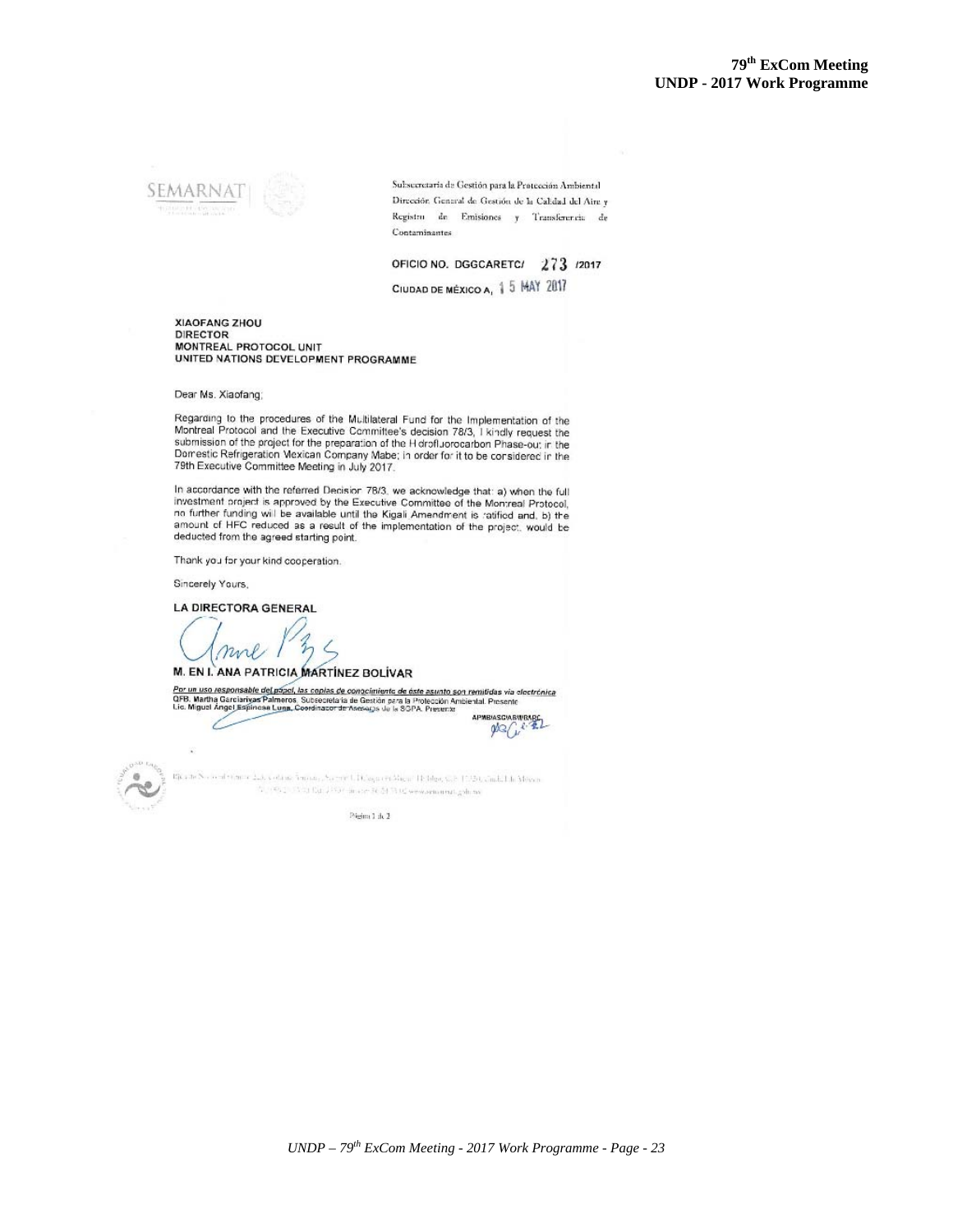SEMARNAT

Subsecretaría de Gestión para la Protección Ambiental
Dirección General de Gestión de la Calidad del Aire y Registro de Emisiones y Transferencia de Contaminantes

OFICIO NO. DGGCARETC/ 273 /2017

CIUDAD DE MÉXICO A, 15 MAY 2017

**XIAOFANG ZHOU**
**DIRECTOR**
**MONTREAL PROTOCOL UNIT**
**UNITED NATIONS DEVELOPMENT PROGRAMME**

Dear Ms. Xiaofang;

Regarding to the procedures of the Multilateral Fund for the Implementation of the Montreal Protocol and the Executive Committee's decision 78/3, I kindly request the submission of the project for the preparation of the Hidrofluorocarbon Phase-out in the Domestic Refrigeration Mexican Company Mabe; in order for it to be considered in the 79th Executive Committee Meeting in July 2017.

In accordance with the referred Decision 78/3, we acknowledge that: a) when the full investment project is approved by the Executive Committee of the Montreal Protocol, no further funding will be available until the Kigali Amendment is ratified and, b) the amount of HFC reduced as a result of the implementation of the project, would be deducted from the agreed starting point.

Thank you for your kind cooperation.

Sincerely Yours,

**LA DIRECTORA GENERAL**

**M. EN I. ANA PATRICIA MARTÍNEZ BOLÍVAR**

*Por un uso responsable del papel, las copias de conocimiento de este asunto son remitidas vía electrónica*
QFB. Martha Garciarivas Palmeros. Subsecretaria de Gestión para la Protección Ambiental. Presente
Lic. Miguel Ángel Espinosa Luna. Coordinador de Asesores de la SGPA. Presente

APMB/ASC/ABW/BARC